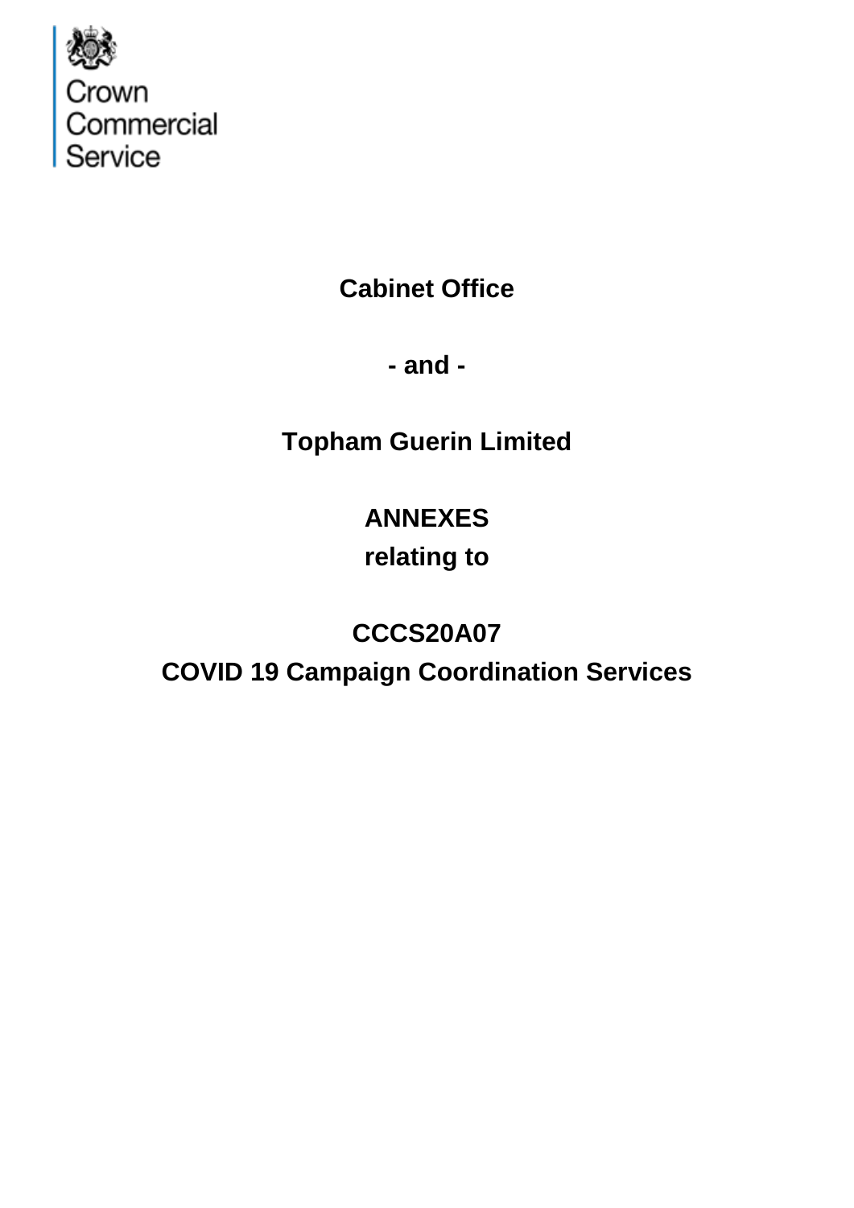Crown Commercial Service

**Cabinet Office**

**- and -**

**Topham Guerin Limited**

**ANNEXES**
**relating to**

**CCCS20A07**
**COVID 19 Campaign Coordination Services**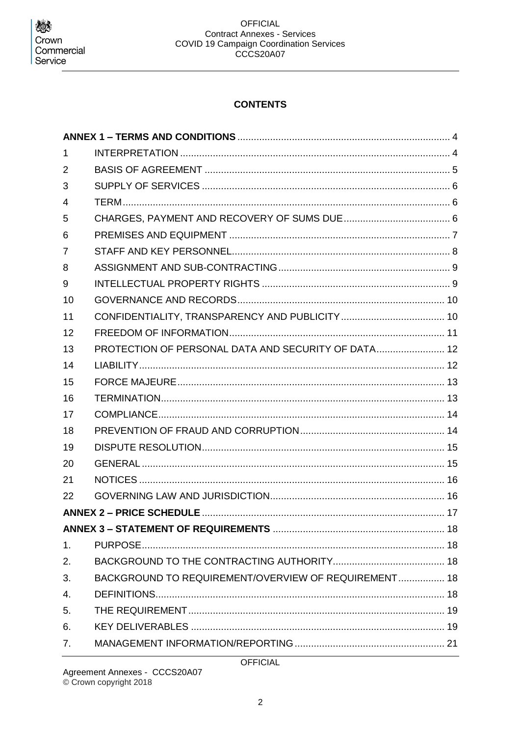**CONTENTS**

| | | |
|---|---|---|
| **ANNEX 1 – TERMS AND CONDITIONS** | | 4 |
| 1 | INTERPRETATION | 4 |
| 2 | BASIS OF AGREEMENT | 5 |
| 3 | SUPPLY OF SERVICES | 6 |
| 4 | TERM | 6 |
| 5 | CHARGES, PAYMENT AND RECOVERY OF SUMS DUE | 6 |
| 6 | PREMISES AND EQUIPMENT | 7 |
| 7 | STAFF AND KEY PERSONNEL | 8 |
| 8 | ASSIGNMENT AND SUB-CONTRACTING | 9 |
| 9 | INTELLECTUAL PROPERTY RIGHTS | 9 |
| 10 | GOVERNANCE AND RECORDS | 10 |
| 11 | CONFIDENTIALITY, TRANSPARENCY AND PUBLICITY | 10 |
| 12 | FREEDOM OF INFORMATION | 11 |
| 13 | PROTECTION OF PERSONAL DATA AND SECURITY OF DATA | 12 |
| 14 | LIABILITY | 12 |
| 15 | FORCE MAJEURE | 13 |
| 16 | TERMINATION | 13 |
| 17 | COMPLIANCE | 14 |
| 18 | PREVENTION OF FRAUD AND CORRUPTION | 14 |
| 19 | DISPUTE RESOLUTION | 15 |
| 20 | GENERAL | 15 |
| 21 | NOTICES | 16 |
| 22 | GOVERNING LAW AND JURISDICTION | 16 |
| **ANNEX 2 – PRICE SCHEDULE** | | 17 |
| **ANNEX 3 – STATEMENT OF REQUIREMENTS** | | 18 |
| 1. | PURPOSE | 18 |
| 2. | BACKGROUND TO THE CONTRACTING AUTHORITY | 18 |
| 3. | BACKGROUND TO REQUIREMENT/OVERVIEW OF REQUIREMENT | 18 |
| 4. | DEFINITIONS | 18 |
| 5. | THE REQUIREMENT | 19 |
| 6. | KEY DELIVERABLES | 19 |
| 7. | MANAGEMENT INFORMATION/REPORTING | 21 |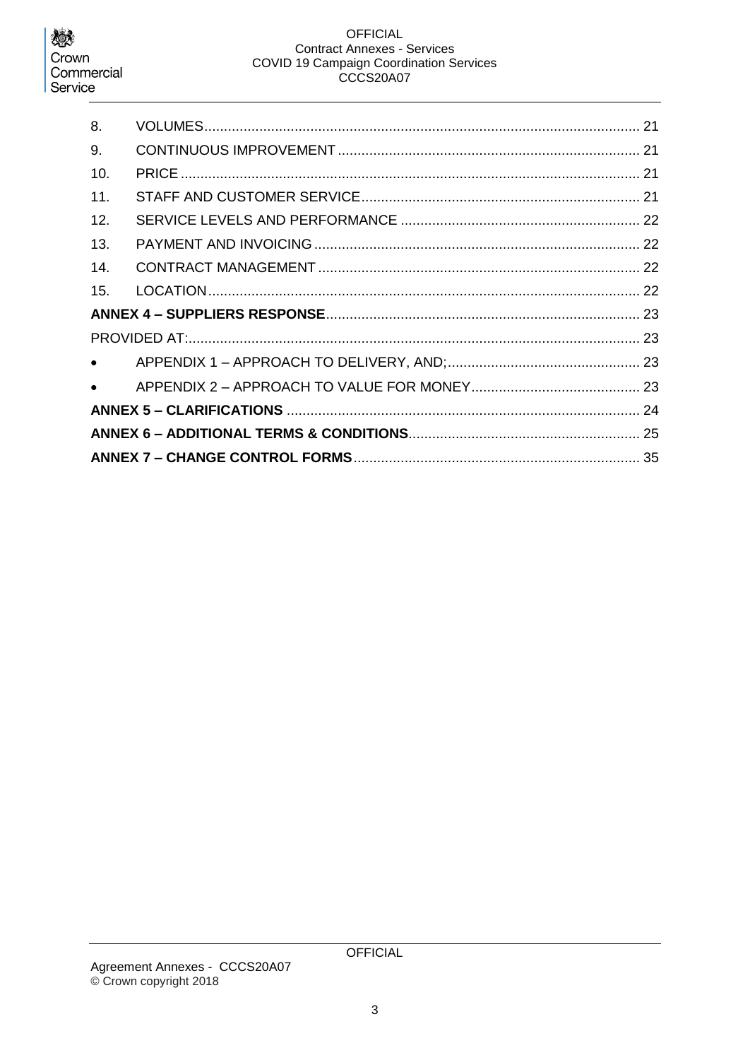8. VOLUMES ............................................................................................................. 21
9. CONTINUOUS IMPROVEMENT ............................................................................ 21
10. PRICE .................................................................................................................. 21
11. STAFF AND CUSTOMER SERVICE ...................................................................... 21
12. SERVICE LEVELS AND PERFORMANCE ............................................................ 22
13. PAYMENT AND INVOICING ................................................................................. 22
14. CONTRACT MANAGEMENT ................................................................................ 22
15. LOCATION ............................................................................................................ 22

**ANNEX 4 – SUPPLIERS RESPONSE** ............................................................................... 23

PROVIDED AT: .................................................................................................................. 23

- APPENDIX 1 – APPROACH TO DELIVERY, AND; ................................................. 23
- APPENDIX 2 – APPROACH TO VALUE FOR MONEY ........................................... 23

**ANNEX 5 – CLARIFICATIONS** ......................................................................................... 24

**ANNEX 6 – ADDITIONAL TERMS & CONDITIONS** .......................................................... 25

**ANNEX 7 – CHANGE CONTROL FORMS** ........................................................................ 35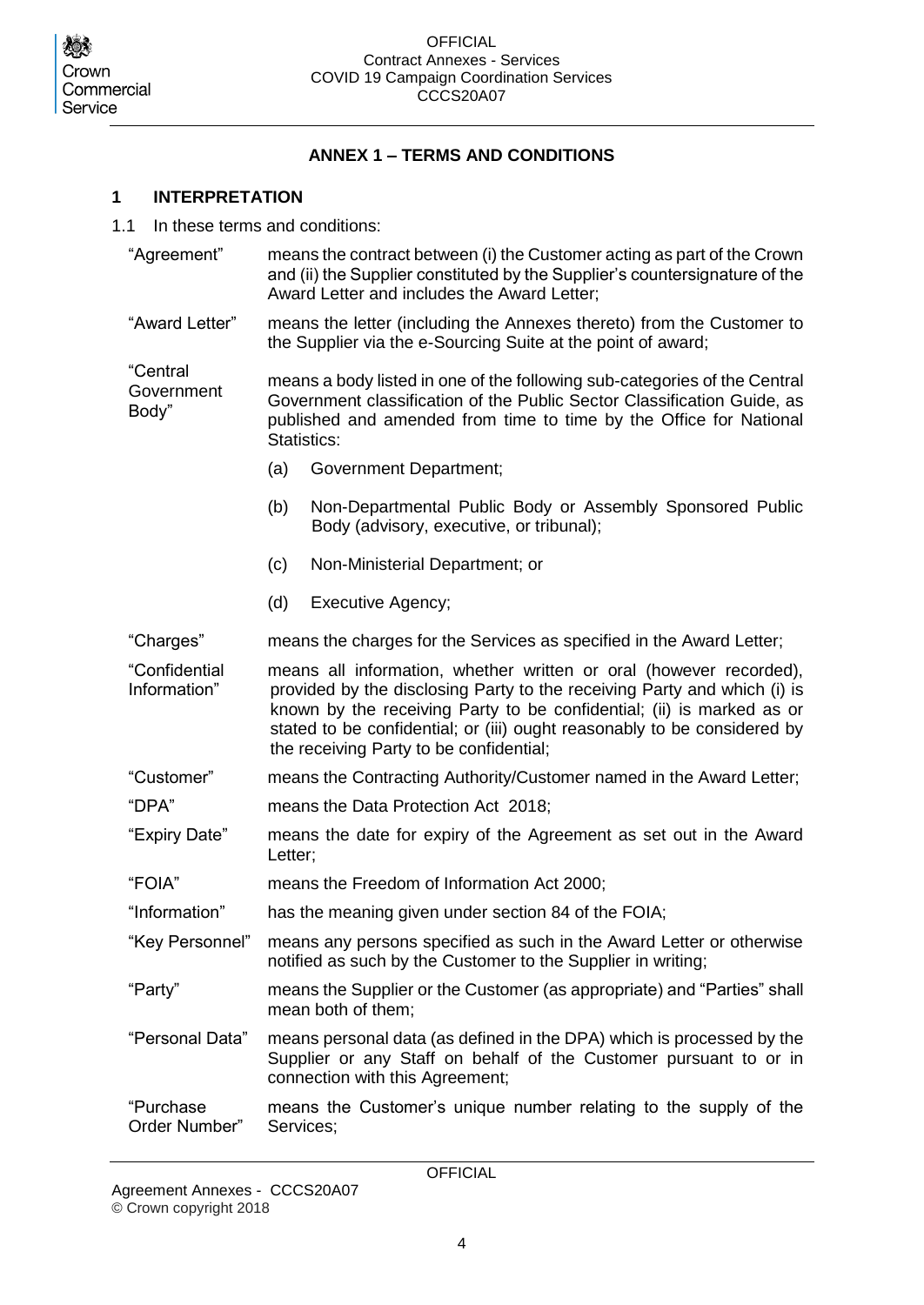## ANNEX 1 – TERMS AND CONDITIONS

### 1 INTERPRETATION

1.1 In these terms and conditions:

| | |
|---|---|
| "Agreement" | means the contract between (i) the Customer acting as part of the Crown and (ii) the Supplier constituted by the Supplier's countersignature of the Award Letter and includes the Award Letter; |
| "Award Letter" | means the letter (including the Annexes thereto) from the Customer to the Supplier via the e-Sourcing Suite at the point of award; |
| "Central Government Body" | means a body listed in one of the following sub-categories of the Central Government classification of the Public Sector Classification Guide, as published and amended from time to time by the Office for National Statistics: (a) Government Department; (b) Non-Departmental Public Body or Assembly Sponsored Public Body (advisory, executive, or tribunal); (c) Non-Ministerial Department; or (d) Executive Agency; |
| "Charges" | means the charges for the Services as specified in the Award Letter; |
| "Confidential Information" | means all information, whether written or oral (however recorded), provided by the disclosing Party to the receiving Party and which (i) is known by the receiving Party to be confidential; (ii) is marked as or stated to be confidential; or (iii) ought reasonably to be considered by the receiving Party to be confidential; |
| "Customer" | means the Contracting Authority/Customer named in the Award Letter; |
| "DPA" | means the Data Protection Act 2018; |
| "Expiry Date" | means the date for expiry of the Agreement as set out in the Award Letter; |
| "FOIA" | means the Freedom of Information Act 2000; |
| "Information" | has the meaning given under section 84 of the FOIA; |
| "Key Personnel" | means any persons specified as such in the Award Letter or otherwise notified as such by the Customer to the Supplier in writing; |
| "Party" | means the Supplier or the Customer (as appropriate) and "Parties" shall mean both of them; |
| "Personal Data" | means personal data (as defined in the DPA) which is processed by the Supplier or any Staff on behalf of the Customer pursuant to or in connection with this Agreement; |
| "Purchase Order Number" | means the Customer's unique number relating to the supply of the Services; |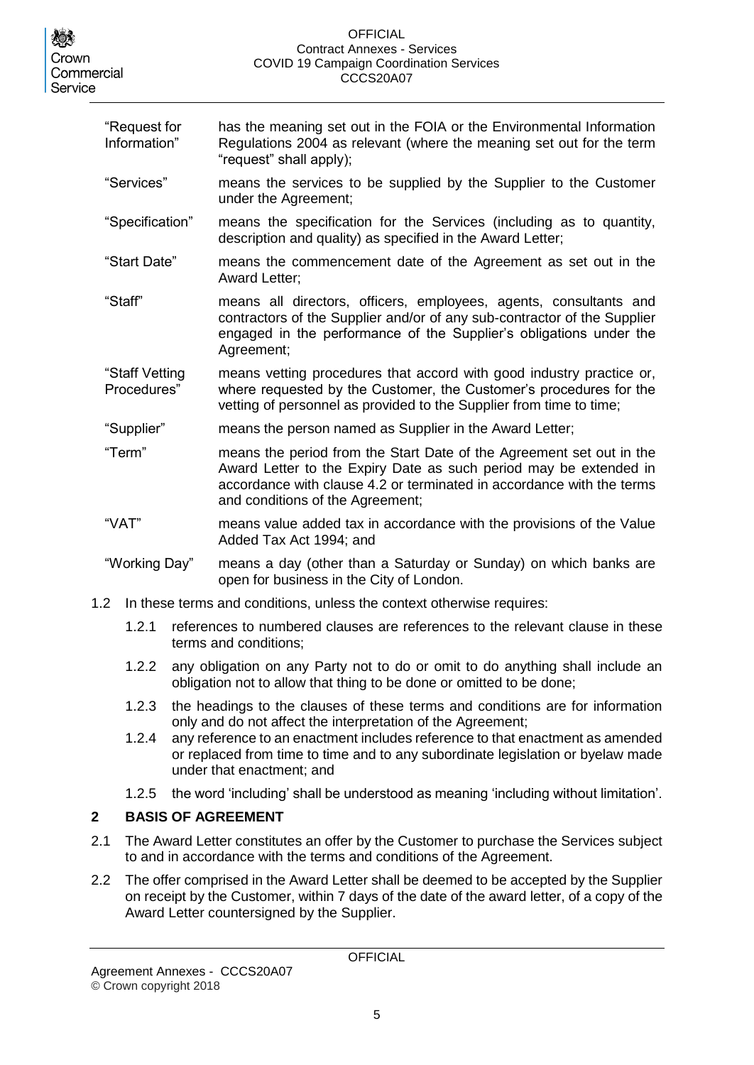| | |
|---|---|
| "Request for Information" | has the meaning set out in the FOIA or the Environmental Information Regulations 2004 as relevant (where the meaning set out for the term "request" shall apply); |
| "Services" | means the services to be supplied by the Supplier to the Customer under the Agreement; |
| "Specification" | means the specification for the Services (including as to quantity, description and quality) as specified in the Award Letter; |
| "Start Date" | means the commencement date of the Agreement as set out in the Award Letter; |
| "Staff" | means all directors, officers, employees, agents, consultants and contractors of the Supplier and/or of any sub-contractor of the Supplier engaged in the performance of the Supplier's obligations under the Agreement; |
| "Staff Vetting Procedures" | means vetting procedures that accord with good industry practice or, where requested by the Customer, the Customer's procedures for the vetting of personnel as provided to the Supplier from time to time; |
| "Supplier" | means the person named as Supplier in the Award Letter; |
| "Term" | means the period from the Start Date of the Agreement set out in the Award Letter to the Expiry Date as such period may be extended in accordance with clause 4.2 or terminated in accordance with the terms and conditions of the Agreement; |
| "VAT" | means value added tax in accordance with the provisions of the Value Added Tax Act 1994; and |
| "Working Day" | means a day (other than a Saturday or Sunday) on which banks are open for business in the City of London. |

1.2 In these terms and conditions, unless the context otherwise requires:

1.2.1 references to numbered clauses are references to the relevant clause in these terms and conditions;

1.2.2 any obligation on any Party not to do or omit to do anything shall include an obligation not to allow that thing to be done or omitted to be done;

1.2.3 the headings to the clauses of these terms and conditions are for information only and do not affect the interpretation of the Agreement;

1.2.4 any reference to an enactment includes reference to that enactment as amended or replaced from time to time and to any subordinate legislation or byelaw made under that enactment; and

1.2.5 the word 'including' shall be understood as meaning 'including without limitation'.

## 2 BASIS OF AGREEMENT

2.1 The Award Letter constitutes an offer by the Customer to purchase the Services subject to and in accordance with the terms and conditions of the Agreement.

2.2 The offer comprised in the Award Letter shall be deemed to be accepted by the Supplier on receipt by the Customer, within 7 days of the date of the award letter, of a copy of the Award Letter countersigned by the Supplier.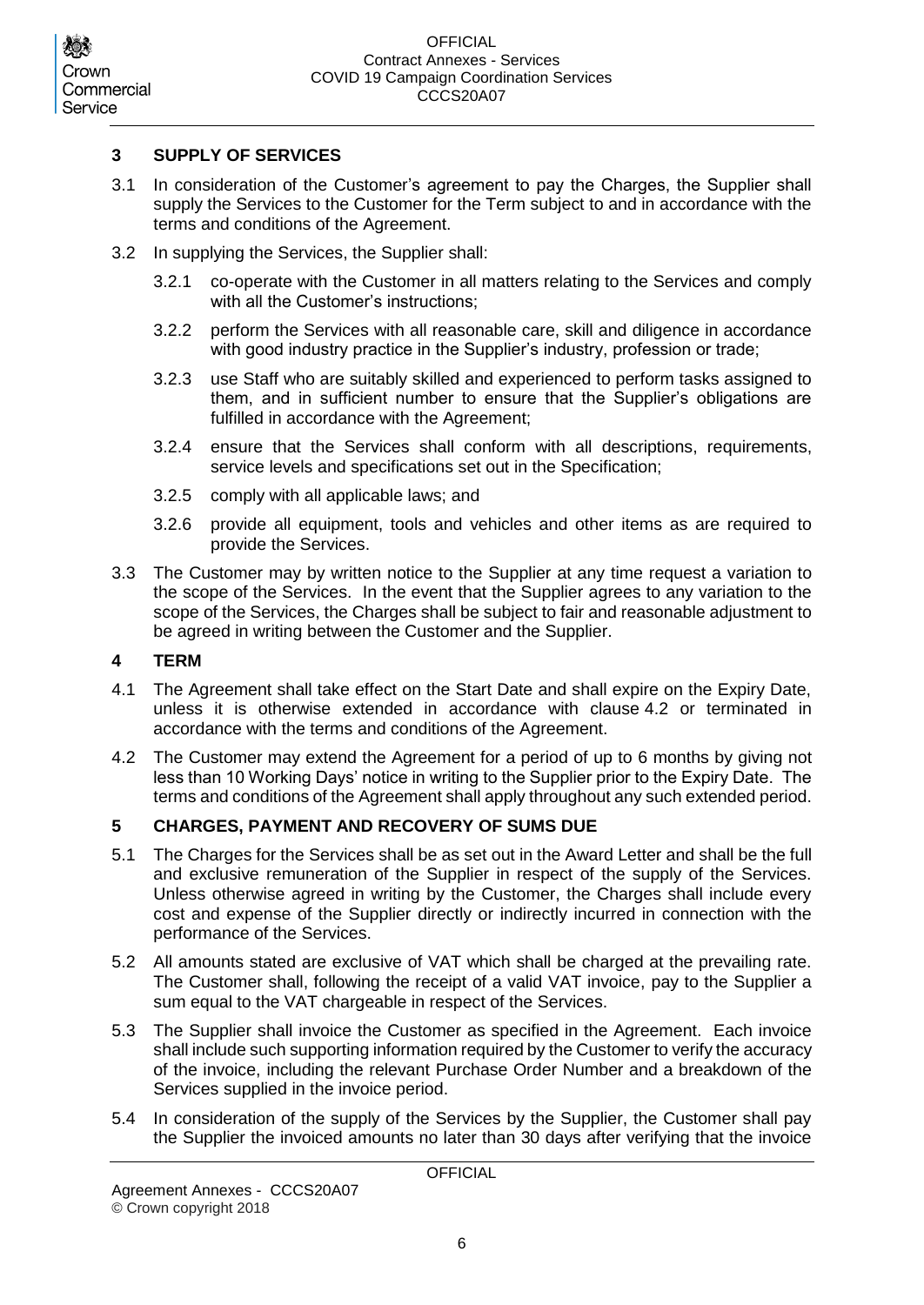## 3 SUPPLY OF SERVICES

3.1 In consideration of the Customer's agreement to pay the Charges, the Supplier shall supply the Services to the Customer for the Term subject to and in accordance with the terms and conditions of the Agreement.

3.2 In supplying the Services, the Supplier shall:

3.2.1 co-operate with the Customer in all matters relating to the Services and comply with all the Customer's instructions;

3.2.2 perform the Services with all reasonable care, skill and diligence in accordance with good industry practice in the Supplier's industry, profession or trade;

3.2.3 use Staff who are suitably skilled and experienced to perform tasks assigned to them, and in sufficient number to ensure that the Supplier's obligations are fulfilled in accordance with the Agreement;

3.2.4 ensure that the Services shall conform with all descriptions, requirements, service levels and specifications set out in the Specification;

3.2.5 comply with all applicable laws; and

3.2.6 provide all equipment, tools and vehicles and other items as are required to provide the Services.

3.3 The Customer may by written notice to the Supplier at any time request a variation to the scope of the Services. In the event that the Supplier agrees to any variation to the scope of the Services, the Charges shall be subject to fair and reasonable adjustment to be agreed in writing between the Customer and the Supplier.

## 4 TERM

4.1 The Agreement shall take effect on the Start Date and shall expire on the Expiry Date, unless it is otherwise extended in accordance with clause 4.2 or terminated in accordance with the terms and conditions of the Agreement.

4.2 The Customer may extend the Agreement for a period of up to 6 months by giving not less than 10 Working Days' notice in writing to the Supplier prior to the Expiry Date. The terms and conditions of the Agreement shall apply throughout any such extended period.

## 5 CHARGES, PAYMENT AND RECOVERY OF SUMS DUE

5.1 The Charges for the Services shall be as set out in the Award Letter and shall be the full and exclusive remuneration of the Supplier in respect of the supply of the Services. Unless otherwise agreed in writing by the Customer, the Charges shall include every cost and expense of the Supplier directly or indirectly incurred in connection with the performance of the Services.

5.2 All amounts stated are exclusive of VAT which shall be charged at the prevailing rate. The Customer shall, following the receipt of a valid VAT invoice, pay to the Supplier a sum equal to the VAT chargeable in respect of the Services.

5.3 The Supplier shall invoice the Customer as specified in the Agreement. Each invoice shall include such supporting information required by the Customer to verify the accuracy of the invoice, including the relevant Purchase Order Number and a breakdown of the Services supplied in the invoice period.

5.4 In consideration of the supply of the Services by the Supplier, the Customer shall pay the Supplier the invoiced amounts no later than 30 days after verifying that the invoice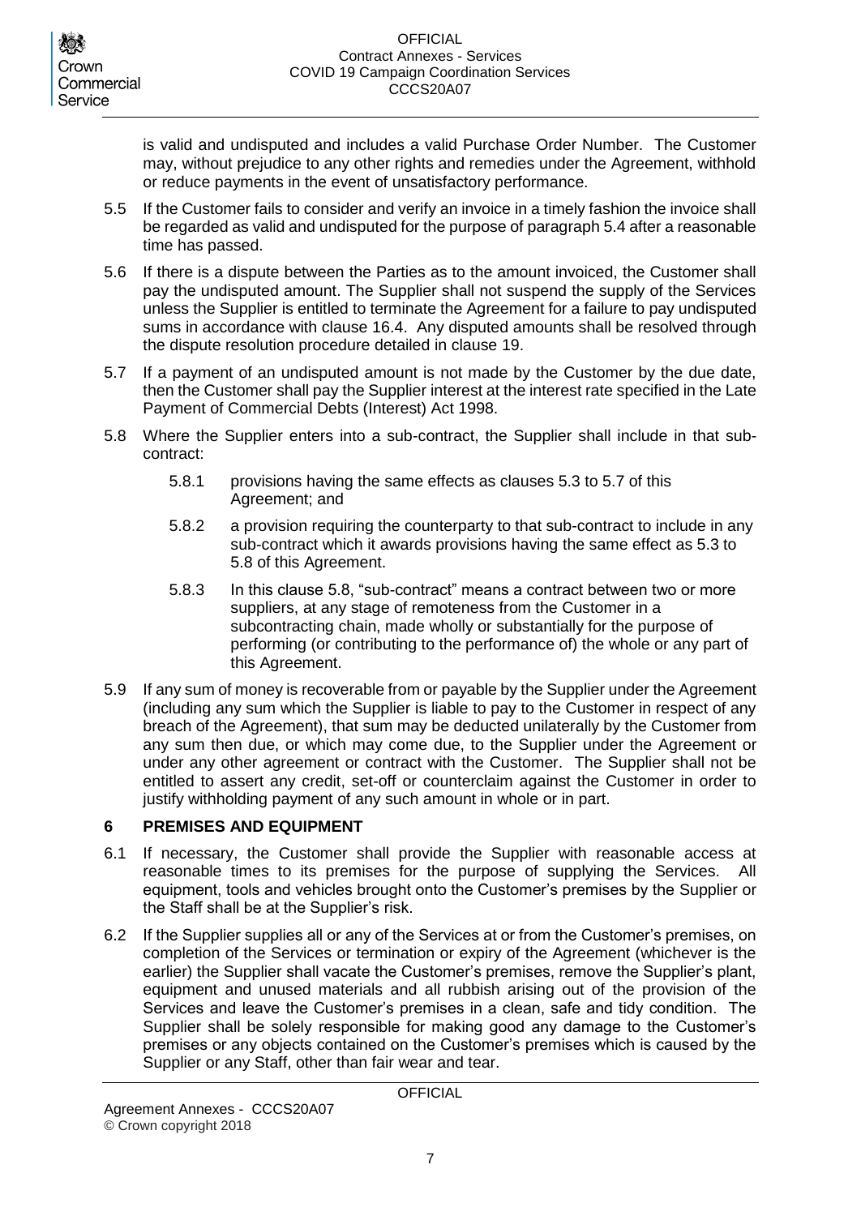is valid and undisputed and includes a valid Purchase Order Number. The Customer may, without prejudice to any other rights and remedies under the Agreement, withhold or reduce payments in the event of unsatisfactory performance.

5.5 If the Customer fails to consider and verify an invoice in a timely fashion the invoice shall be regarded as valid and undisputed for the purpose of paragraph 5.4 after a reasonable time has passed.

5.6 If there is a dispute between the Parties as to the amount invoiced, the Customer shall pay the undisputed amount. The Supplier shall not suspend the supply of the Services unless the Supplier is entitled to terminate the Agreement for a failure to pay undisputed sums in accordance with clause 16.4. Any disputed amounts shall be resolved through the dispute resolution procedure detailed in clause 19.

5.7 If a payment of an undisputed amount is not made by the Customer by the due date, then the Customer shall pay the Supplier interest at the interest rate specified in the Late Payment of Commercial Debts (Interest) Act 1998.

5.8 Where the Supplier enters into a sub-contract, the Supplier shall include in that sub-contract:

5.8.1 provisions having the same effects as clauses 5.3 to 5.7 of this Agreement; and

5.8.2 a provision requiring the counterparty to that sub-contract to include in any sub-contract which it awards provisions having the same effect as 5.3 to 5.8 of this Agreement.

5.8.3 In this clause 5.8, "sub-contract" means a contract between two or more suppliers, at any stage of remoteness from the Customer in a subcontracting chain, made wholly or substantially for the purpose of performing (or contributing to the performance of) the whole or any part of this Agreement.

5.9 If any sum of money is recoverable from or payable by the Supplier under the Agreement (including any sum which the Supplier is liable to pay to the Customer in respect of any breach of the Agreement), that sum may be deducted unilaterally by the Customer from any sum then due, or which may come due, to the Supplier under the Agreement or under any other agreement or contract with the Customer. The Supplier shall not be entitled to assert any credit, set-off or counterclaim against the Customer in order to justify withholding payment of any such amount in whole or in part.

## 6 PREMISES AND EQUIPMENT

6.1 If necessary, the Customer shall provide the Supplier with reasonable access at reasonable times to its premises for the purpose of supplying the Services. All equipment, tools and vehicles brought onto the Customer's premises by the Supplier or the Staff shall be at the Supplier's risk.

6.2 If the Supplier supplies all or any of the Services at or from the Customer's premises, on completion of the Services or termination or expiry of the Agreement (whichever is the earlier) the Supplier shall vacate the Customer's premises, remove the Supplier's plant, equipment and unused materials and all rubbish arising out of the provision of the Services and leave the Customer's premises in a clean, safe and tidy condition. The Supplier shall be solely responsible for making good any damage to the Customer's premises or any objects contained on the Customer's premises which is caused by the Supplier or any Staff, other than fair wear and tear.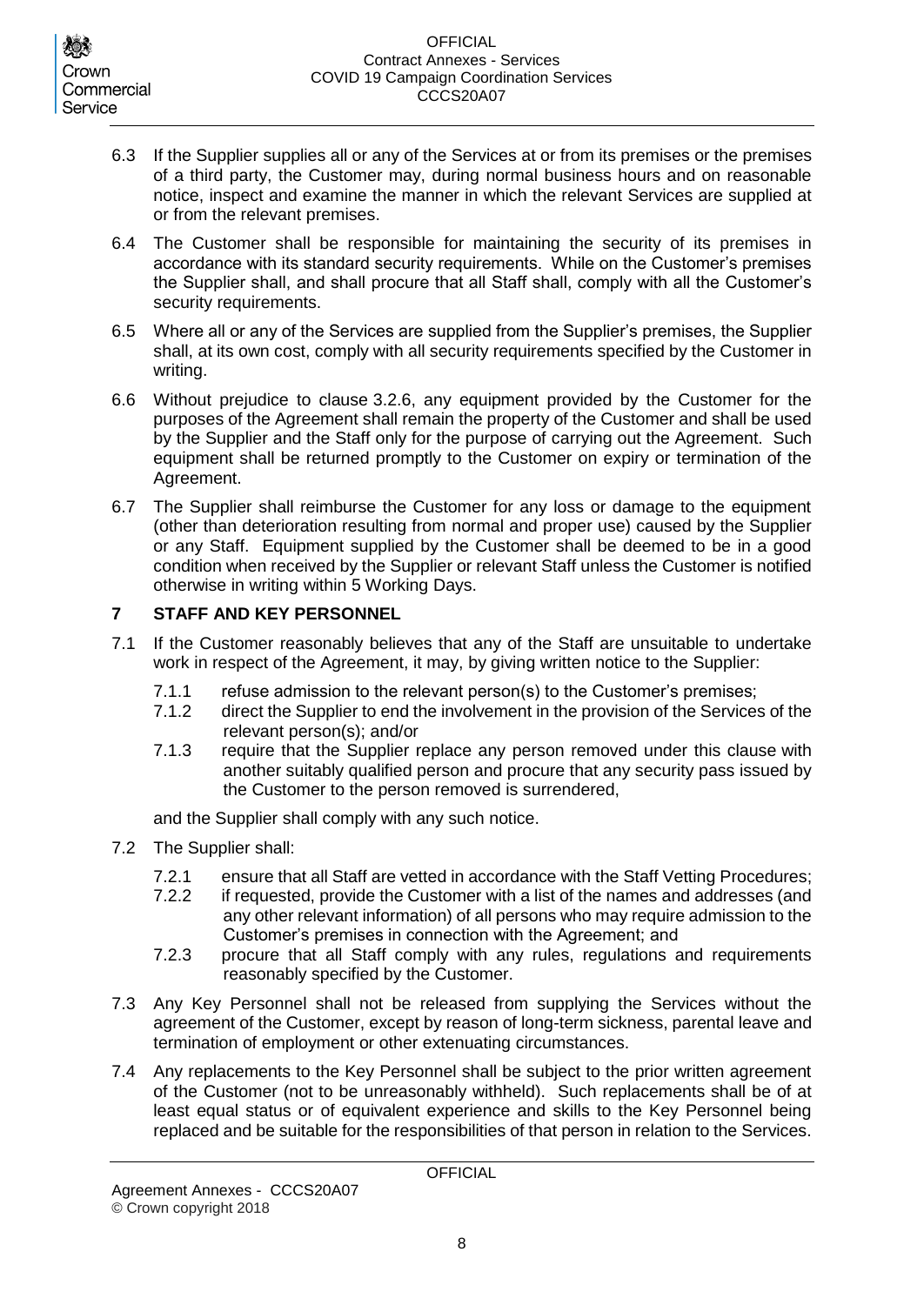6.3 If the Supplier supplies all or any of the Services at or from its premises or the premises of a third party, the Customer may, during normal business hours and on reasonable notice, inspect and examine the manner in which the relevant Services are supplied at or from the relevant premises.

6.4 The Customer shall be responsible for maintaining the security of its premises in accordance with its standard security requirements. While on the Customer's premises the Supplier shall, and shall procure that all Staff shall, comply with all the Customer's security requirements.

6.5 Where all or any of the Services are supplied from the Supplier's premises, the Supplier shall, at its own cost, comply with all security requirements specified by the Customer in writing.

6.6 Without prejudice to clause 3.2.6, any equipment provided by the Customer for the purposes of the Agreement shall remain the property of the Customer and shall be used by the Supplier and the Staff only for the purpose of carrying out the Agreement. Such equipment shall be returned promptly to the Customer on expiry or termination of the Agreement.

6.7 The Supplier shall reimburse the Customer for any loss or damage to the equipment (other than deterioration resulting from normal and proper use) caused by the Supplier or any Staff. Equipment supplied by the Customer shall be deemed to be in a good condition when received by the Supplier or relevant Staff unless the Customer is notified otherwise in writing within 5 Working Days.

## 7 STAFF AND KEY PERSONNEL

7.1 If the Customer reasonably believes that any of the Staff are unsuitable to undertake work in respect of the Agreement, it may, by giving written notice to the Supplier:

7.1.1 refuse admission to the relevant person(s) to the Customer's premises;

7.1.2 direct the Supplier to end the involvement in the provision of the Services of the relevant person(s); and/or

7.1.3 require that the Supplier replace any person removed under this clause with another suitably qualified person and procure that any security pass issued by the Customer to the person removed is surrendered,

and the Supplier shall comply with any such notice.

7.2 The Supplier shall:

7.2.1 ensure that all Staff are vetted in accordance with the Staff Vetting Procedures;

7.2.2 if requested, provide the Customer with a list of the names and addresses (and any other relevant information) of all persons who may require admission to the Customer's premises in connection with the Agreement; and

7.2.3 procure that all Staff comply with any rules, regulations and requirements reasonably specified by the Customer.

7.3 Any Key Personnel shall not be released from supplying the Services without the agreement of the Customer, except by reason of long-term sickness, parental leave and termination of employment or other extenuating circumstances.

7.4 Any replacements to the Key Personnel shall be subject to the prior written agreement of the Customer (not to be unreasonably withheld). Such replacements shall be of at least equal status or of equivalent experience and skills to the Key Personnel being replaced and be suitable for the responsibilities of that person in relation to the Services.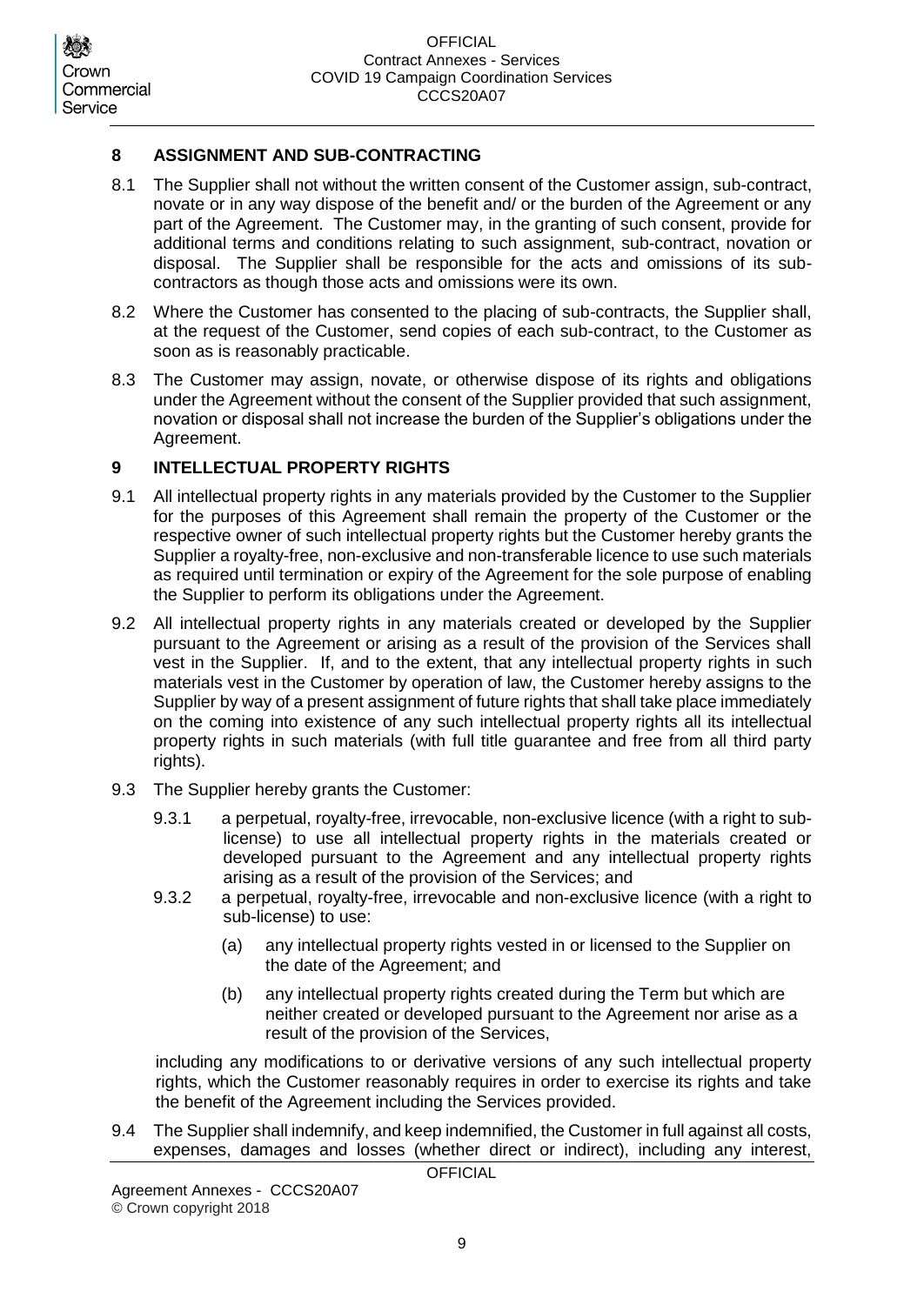## 8 ASSIGNMENT AND SUB-CONTRACTING

8.1 The Supplier shall not without the written consent of the Customer assign, sub-contract, novate or in any way dispose of the benefit and/ or the burden of the Agreement or any part of the Agreement. The Customer may, in the granting of such consent, provide for additional terms and conditions relating to such assignment, sub-contract, novation or disposal. The Supplier shall be responsible for the acts and omissions of its sub-contractors as though those acts and omissions were its own.

8.2 Where the Customer has consented to the placing of sub-contracts, the Supplier shall, at the request of the Customer, send copies of each sub-contract, to the Customer as soon as is reasonably practicable.

8.3 The Customer may assign, novate, or otherwise dispose of its rights and obligations under the Agreement without the consent of the Supplier provided that such assignment, novation or disposal shall not increase the burden of the Supplier's obligations under the Agreement.

## 9 INTELLECTUAL PROPERTY RIGHTS

9.1 All intellectual property rights in any materials provided by the Customer to the Supplier for the purposes of this Agreement shall remain the property of the Customer or the respective owner of such intellectual property rights but the Customer hereby grants the Supplier a royalty-free, non-exclusive and non-transferable licence to use such materials as required until termination or expiry of the Agreement for the sole purpose of enabling the Supplier to perform its obligations under the Agreement.

9.2 All intellectual property rights in any materials created or developed by the Supplier pursuant to the Agreement or arising as a result of the provision of the Services shall vest in the Supplier. If, and to the extent, that any intellectual property rights in such materials vest in the Customer by operation of law, the Customer hereby assigns to the Supplier by way of a present assignment of future rights that shall take place immediately on the coming into existence of any such intellectual property rights all its intellectual property rights in such materials (with full title guarantee and free from all third party rights).

9.3 The Supplier hereby grants the Customer:

9.3.1 a perpetual, royalty-free, irrevocable, non-exclusive licence (with a right to sub-license) to use all intellectual property rights in the materials created or developed pursuant to the Agreement and any intellectual property rights arising as a result of the provision of the Services; and

9.3.2 a perpetual, royalty-free, irrevocable and non-exclusive licence (with a right to sub-license) to use:

(a) any intellectual property rights vested in or licensed to the Supplier on the date of the Agreement; and

(b) any intellectual property rights created during the Term but which are neither created or developed pursuant to the Agreement nor arise as a result of the provision of the Services,

including any modifications to or derivative versions of any such intellectual property rights, which the Customer reasonably requires in order to exercise its rights and take the benefit of the Agreement including the Services provided.

9.4 The Supplier shall indemnify, and keep indemnified, the Customer in full against all costs, expenses, damages and losses (whether direct or indirect), including any interest,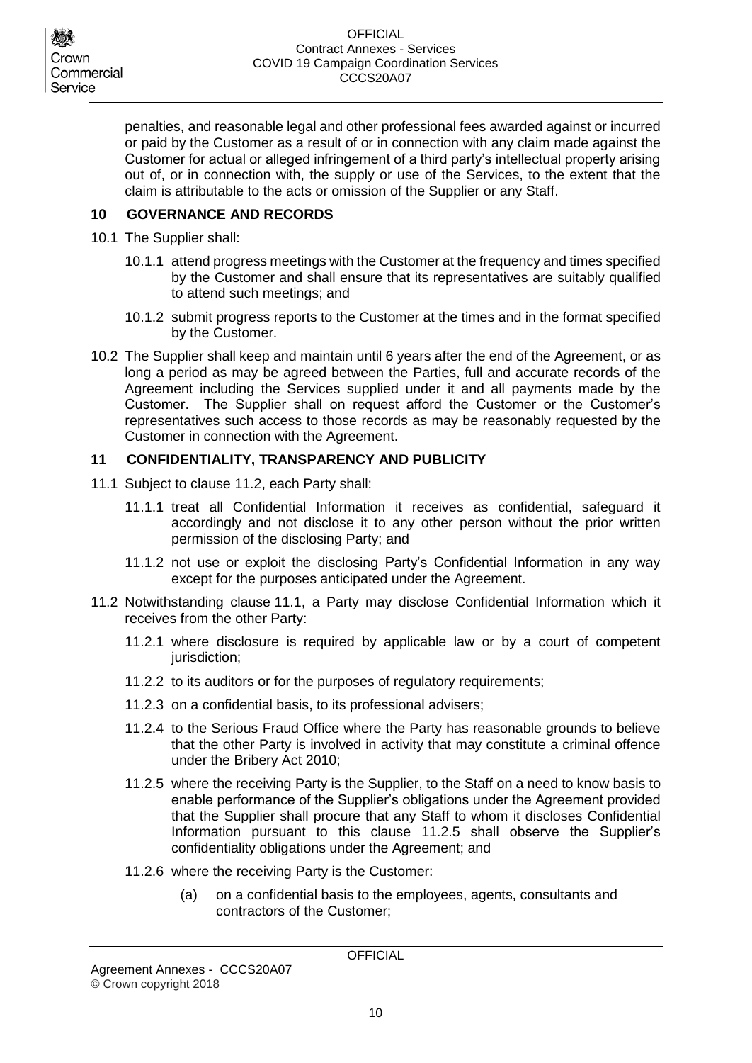penalties, and reasonable legal and other professional fees awarded against or incurred or paid by the Customer as a result of or in connection with any claim made against the Customer for actual or alleged infringement of a third party's intellectual property arising out of, or in connection with, the supply or use of the Services, to the extent that the claim is attributable to the acts or omission of the Supplier or any Staff.

## 10 GOVERNANCE AND RECORDS

10.1 The Supplier shall:

10.1.1 attend progress meetings with the Customer at the frequency and times specified by the Customer and shall ensure that its representatives are suitably qualified to attend such meetings; and

10.1.2 submit progress reports to the Customer at the times and in the format specified by the Customer.

10.2 The Supplier shall keep and maintain until 6 years after the end of the Agreement, or as long a period as may be agreed between the Parties, full and accurate records of the Agreement including the Services supplied under it and all payments made by the Customer. The Supplier shall on request afford the Customer or the Customer's representatives such access to those records as may be reasonably requested by the Customer in connection with the Agreement.

## 11 CONFIDENTIALITY, TRANSPARENCY AND PUBLICITY

11.1 Subject to clause 11.2, each Party shall:

11.1.1 treat all Confidential Information it receives as confidential, safeguard it accordingly and not disclose it to any other person without the prior written permission of the disclosing Party; and

11.1.2 not use or exploit the disclosing Party's Confidential Information in any way except for the purposes anticipated under the Agreement.

11.2 Notwithstanding clause 11.1, a Party may disclose Confidential Information which it receives from the other Party:

11.2.1 where disclosure is required by applicable law or by a court of competent jurisdiction;

11.2.2 to its auditors or for the purposes of regulatory requirements;

11.2.3 on a confidential basis, to its professional advisers;

11.2.4 to the Serious Fraud Office where the Party has reasonable grounds to believe that the other Party is involved in activity that may constitute a criminal offence under the Bribery Act 2010;

11.2.5 where the receiving Party is the Supplier, to the Staff on a need to know basis to enable performance of the Supplier's obligations under the Agreement provided that the Supplier shall procure that any Staff to whom it discloses Confidential Information pursuant to this clause 11.2.5 shall observe the Supplier's confidentiality obligations under the Agreement; and

11.2.6 where the receiving Party is the Customer:

(a) on a confidential basis to the employees, agents, consultants and contractors of the Customer;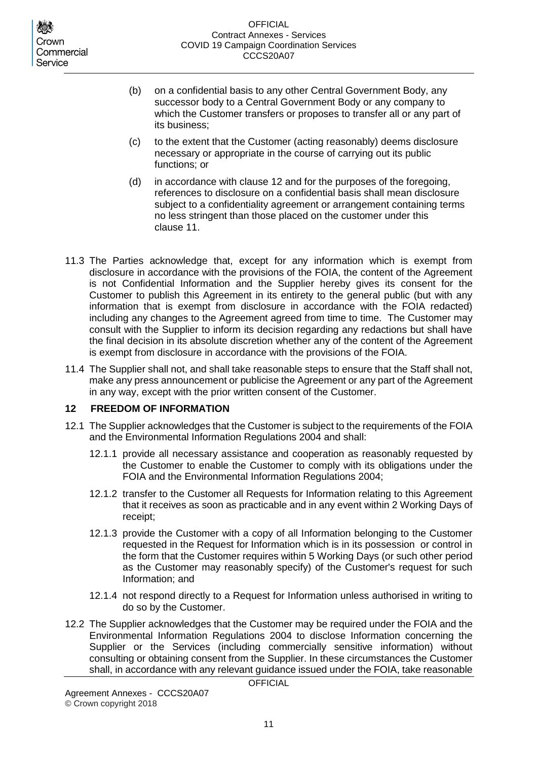(b) on a confidential basis to any other Central Government Body, any successor body to a Central Government Body or any company to which the Customer transfers or proposes to transfer all or any part of its business;

(c) to the extent that the Customer (acting reasonably) deems disclosure necessary or appropriate in the course of carrying out its public functions; or

(d) in accordance with clause 12 and for the purposes of the foregoing, references to disclosure on a confidential basis shall mean disclosure subject to a confidentiality agreement or arrangement containing terms no less stringent than those placed on the customer under this clause 11.

11.3 The Parties acknowledge that, except for any information which is exempt from disclosure in accordance with the provisions of the FOIA, the content of the Agreement is not Confidential Information and the Supplier hereby gives its consent for the Customer to publish this Agreement in its entirety to the general public (but with any information that is exempt from disclosure in accordance with the FOIA redacted) including any changes to the Agreement agreed from time to time. The Customer may consult with the Supplier to inform its decision regarding any redactions but shall have the final decision in its absolute discretion whether any of the content of the Agreement is exempt from disclosure in accordance with the provisions of the FOIA.

11.4 The Supplier shall not, and shall take reasonable steps to ensure that the Staff shall not, make any press announcement or publicise the Agreement or any part of the Agreement in any way, except with the prior written consent of the Customer.

## 12 FREEDOM OF INFORMATION

12.1 The Supplier acknowledges that the Customer is subject to the requirements of the FOIA and the Environmental Information Regulations 2004 and shall:

12.1.1 provide all necessary assistance and cooperation as reasonably requested by the Customer to enable the Customer to comply with its obligations under the FOIA and the Environmental Information Regulations 2004;

12.1.2 transfer to the Customer all Requests for Information relating to this Agreement that it receives as soon as practicable and in any event within 2 Working Days of receipt;

12.1.3 provide the Customer with a copy of all Information belonging to the Customer requested in the Request for Information which is in its possession or control in the form that the Customer requires within 5 Working Days (or such other period as the Customer may reasonably specify) of the Customer's request for such Information; and

12.1.4 not respond directly to a Request for Information unless authorised in writing to do so by the Customer.

12.2 The Supplier acknowledges that the Customer may be required under the FOIA and the Environmental Information Regulations 2004 to disclose Information concerning the Supplier or the Services (including commercially sensitive information) without consulting or obtaining consent from the Supplier. In these circumstances the Customer shall, in accordance with any relevant guidance issued under the FOIA, take reasonable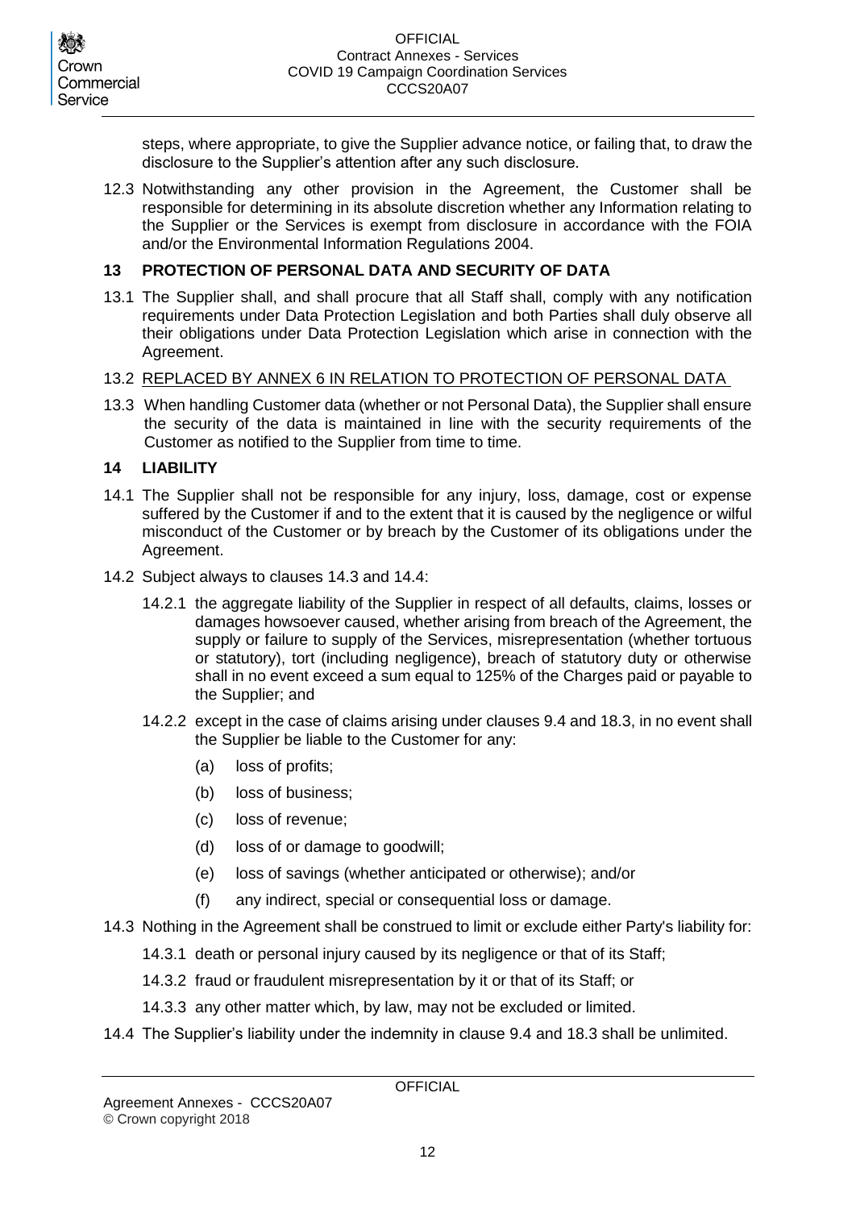steps, where appropriate, to give the Supplier advance notice, or failing that, to draw the disclosure to the Supplier's attention after any such disclosure.

12.3 Notwithstanding any other provision in the Agreement, the Customer shall be responsible for determining in its absolute discretion whether any Information relating to the Supplier or the Services is exempt from disclosure in accordance with the FOIA and/or the Environmental Information Regulations 2004.

## 13 PROTECTION OF PERSONAL DATA AND SECURITY OF DATA

13.1 The Supplier shall, and shall procure that all Staff shall, comply with any notification requirements under Data Protection Legislation and both Parties shall duly observe all their obligations under Data Protection Legislation which arise in connection with the Agreement.

13.2 REPLACED BY ANNEX 6 IN RELATION TO PROTECTION OF PERSONAL DATA

13.3 When handling Customer data (whether or not Personal Data), the Supplier shall ensure the security of the data is maintained in line with the security requirements of the Customer as notified to the Supplier from time to time.

## 14 LIABILITY

14.1 The Supplier shall not be responsible for any injury, loss, damage, cost or expense suffered by the Customer if and to the extent that it is caused by the negligence or wilful misconduct of the Customer or by breach by the Customer of its obligations under the Agreement.

14.2 Subject always to clauses 14.3 and 14.4:

14.2.1 the aggregate liability of the Supplier in respect of all defaults, claims, losses or damages howsoever caused, whether arising from breach of the Agreement, the supply or failure to supply of the Services, misrepresentation (whether tortuous or statutory), tort (including negligence), breach of statutory duty or otherwise shall in no event exceed a sum equal to 125% of the Charges paid or payable to the Supplier; and

14.2.2 except in the case of claims arising under clauses 9.4 and 18.3, in no event shall the Supplier be liable to the Customer for any:

(a) loss of profits;

(b) loss of business;

(c) loss of revenue;

(d) loss of or damage to goodwill;

(e) loss of savings (whether anticipated or otherwise); and/or

(f) any indirect, special or consequential loss or damage.

14.3 Nothing in the Agreement shall be construed to limit or exclude either Party's liability for:

14.3.1 death or personal injury caused by its negligence or that of its Staff;

14.3.2 fraud or fraudulent misrepresentation by it or that of its Staff; or

14.3.3 any other matter which, by law, may not be excluded or limited.

14.4 The Supplier's liability under the indemnity in clause 9.4 and 18.3 shall be unlimited.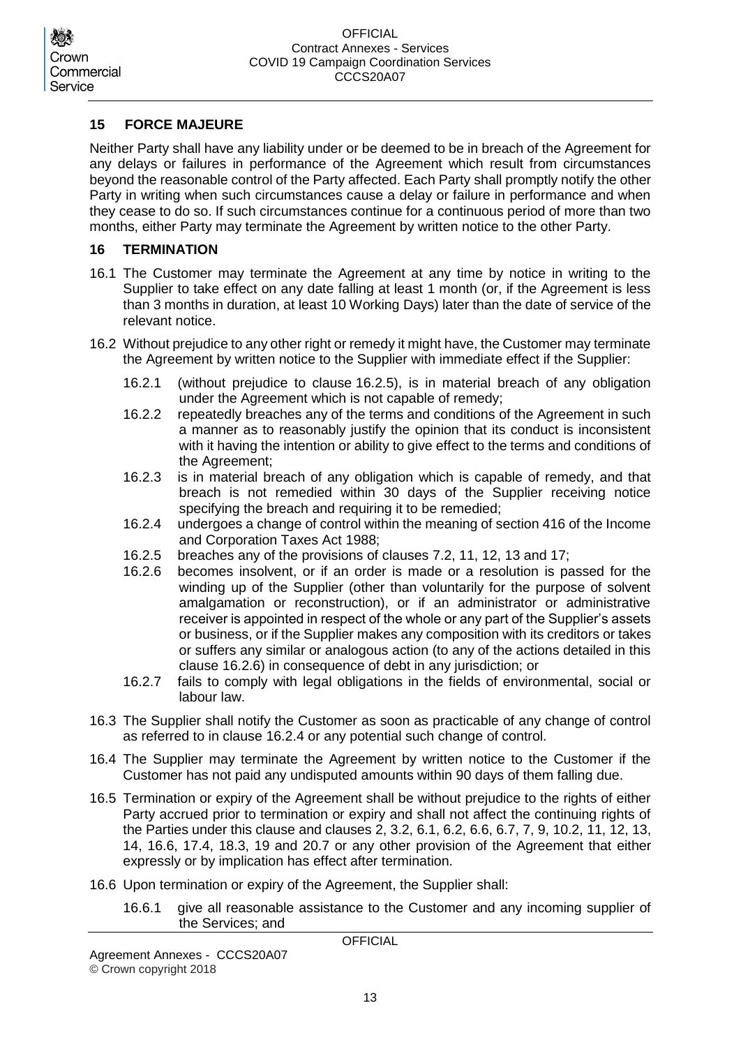## 15 FORCE MAJEURE

Neither Party shall have any liability under or be deemed to be in breach of the Agreement for any delays or failures in performance of the Agreement which result from circumstances beyond the reasonable control of the Party affected. Each Party shall promptly notify the other Party in writing when such circumstances cause a delay or failure in performance and when they cease to do so. If such circumstances continue for a continuous period of more than two months, either Party may terminate the Agreement by written notice to the other Party.

## 16 TERMINATION

16.1 The Customer may terminate the Agreement at any time by notice in writing to the Supplier to take effect on any date falling at least 1 month (or, if the Agreement is less than 3 months in duration, at least 10 Working Days) later than the date of service of the relevant notice.

16.2 Without prejudice to any other right or remedy it might have, the Customer may terminate the Agreement by written notice to the Supplier with immediate effect if the Supplier:

16.2.1 (without prejudice to clause 16.2.5), is in material breach of any obligation under the Agreement which is not capable of remedy;

16.2.2 repeatedly breaches any of the terms and conditions of the Agreement in such a manner as to reasonably justify the opinion that its conduct is inconsistent with it having the intention or ability to give effect to the terms and conditions of the Agreement;

16.2.3 is in material breach of any obligation which is capable of remedy, and that breach is not remedied within 30 days of the Supplier receiving notice specifying the breach and requiring it to be remedied;

16.2.4 undergoes a change of control within the meaning of section 416 of the Income and Corporation Taxes Act 1988;

16.2.5 breaches any of the provisions of clauses 7.2, 11, 12, 13 and 17;

16.2.6 becomes insolvent, or if an order is made or a resolution is passed for the winding up of the Supplier (other than voluntarily for the purpose of solvent amalgamation or reconstruction), or if an administrator or administrative receiver is appointed in respect of the whole or any part of the Supplier's assets or business, or if the Supplier makes any composition with its creditors or takes or suffers any similar or analogous action (to any of the actions detailed in this clause 16.2.6) in consequence of debt in any jurisdiction; or

16.2.7 fails to comply with legal obligations in the fields of environmental, social or labour law.

16.3 The Supplier shall notify the Customer as soon as practicable of any change of control as referred to in clause 16.2.4 or any potential such change of control.

16.4 The Supplier may terminate the Agreement by written notice to the Customer if the Customer has not paid any undisputed amounts within 90 days of them falling due.

16.5 Termination or expiry of the Agreement shall be without prejudice to the rights of either Party accrued prior to termination or expiry and shall not affect the continuing rights of the Parties under this clause and clauses 2, 3.2, 6.1, 6.2, 6.6, 6.7, 7, 9, 10.2, 11, 12, 13, 14, 16.6, 17.4, 18.3, 19 and 20.7 or any other provision of the Agreement that either expressly or by implication has effect after termination.

16.6 Upon termination or expiry of the Agreement, the Supplier shall:

16.6.1 give all reasonable assistance to the Customer and any incoming supplier of the Services; and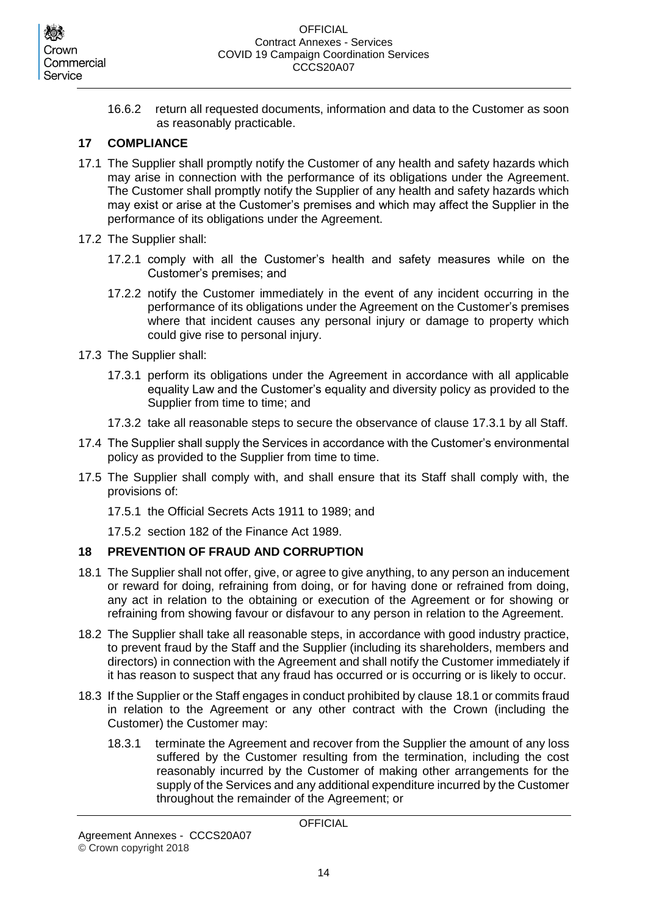16.6.2 return all requested documents, information and data to the Customer as soon as reasonably practicable.

## 17 COMPLIANCE

17.1 The Supplier shall promptly notify the Customer of any health and safety hazards which may arise in connection with the performance of its obligations under the Agreement. The Customer shall promptly notify the Supplier of any health and safety hazards which may exist or arise at the Customer's premises and which may affect the Supplier in the performance of its obligations under the Agreement.

17.2 The Supplier shall:

17.2.1 comply with all the Customer's health and safety measures while on the Customer's premises; and

17.2.2 notify the Customer immediately in the event of any incident occurring in the performance of its obligations under the Agreement on the Customer's premises where that incident causes any personal injury or damage to property which could give rise to personal injury.

17.3 The Supplier shall:

17.3.1 perform its obligations under the Agreement in accordance with all applicable equality Law and the Customer's equality and diversity policy as provided to the Supplier from time to time; and

17.3.2 take all reasonable steps to secure the observance of clause 17.3.1 by all Staff.

17.4 The Supplier shall supply the Services in accordance with the Customer's environmental policy as provided to the Supplier from time to time.

17.5 The Supplier shall comply with, and shall ensure that its Staff shall comply with, the provisions of:

17.5.1 the Official Secrets Acts 1911 to 1989; and

17.5.2 section 182 of the Finance Act 1989.

## 18 PREVENTION OF FRAUD AND CORRUPTION

18.1 The Supplier shall not offer, give, or agree to give anything, to any person an inducement or reward for doing, refraining from doing, or for having done or refrained from doing, any act in relation to the obtaining or execution of the Agreement or for showing or refraining from showing favour or disfavour to any person in relation to the Agreement.

18.2 The Supplier shall take all reasonable steps, in accordance with good industry practice, to prevent fraud by the Staff and the Supplier (including its shareholders, members and directors) in connection with the Agreement and shall notify the Customer immediately if it has reason to suspect that any fraud has occurred or is occurring or is likely to occur.

18.3 If the Supplier or the Staff engages in conduct prohibited by clause 18.1 or commits fraud in relation to the Agreement or any other contract with the Crown (including the Customer) the Customer may:

18.3.1 terminate the Agreement and recover from the Supplier the amount of any loss suffered by the Customer resulting from the termination, including the cost reasonably incurred by the Customer of making other arrangements for the supply of the Services and any additional expenditure incurred by the Customer throughout the remainder of the Agreement; or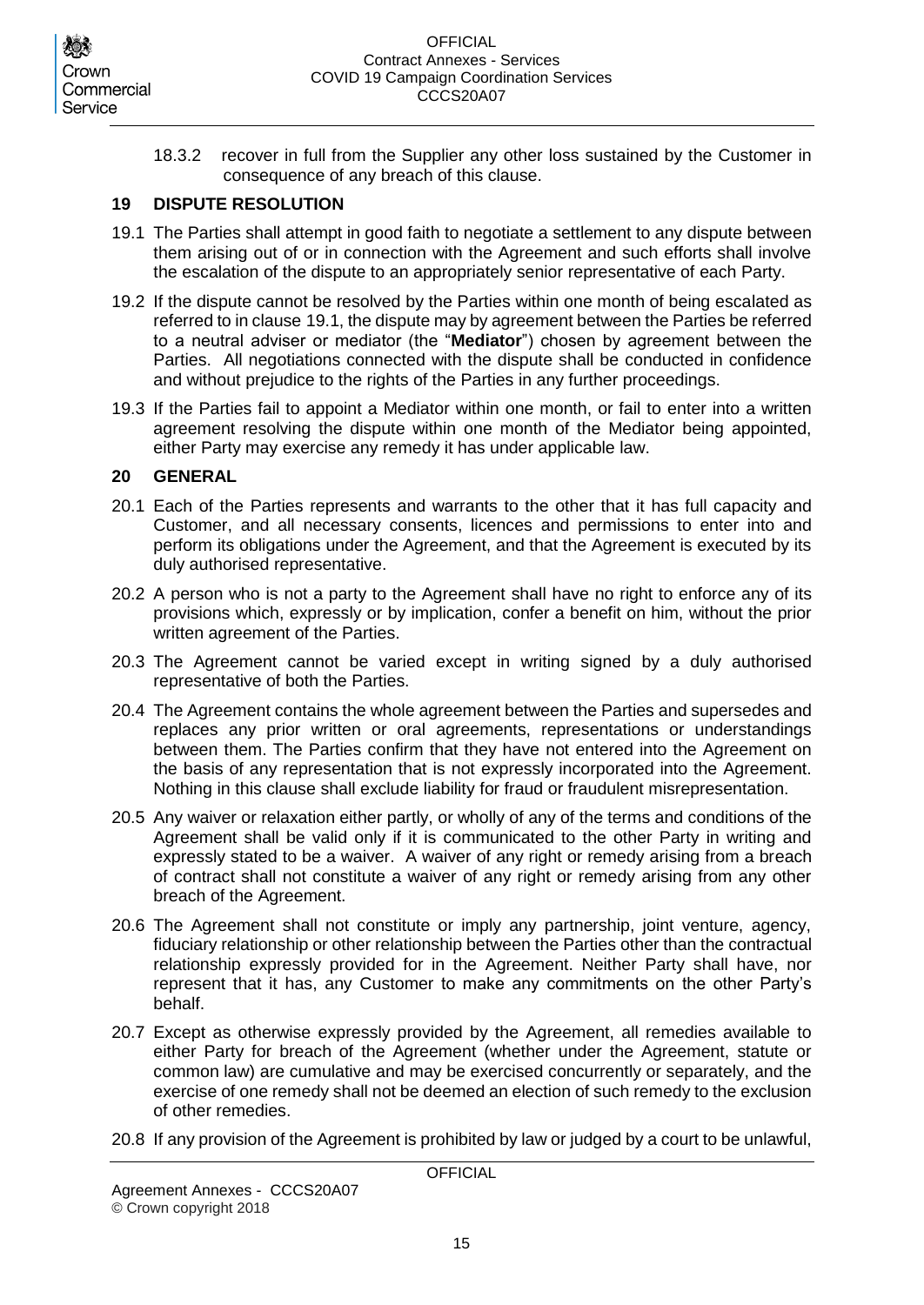18.3.2 recover in full from the Supplier any other loss sustained by the Customer in consequence of any breach of this clause.

## 19 DISPUTE RESOLUTION

19.1 The Parties shall attempt in good faith to negotiate a settlement to any dispute between them arising out of or in connection with the Agreement and such efforts shall involve the escalation of the dispute to an appropriately senior representative of each Party.

19.2 If the dispute cannot be resolved by the Parties within one month of being escalated as referred to in clause 19.1, the dispute may by agreement between the Parties be referred to a neutral adviser or mediator (the "**Mediator**") chosen by agreement between the Parties. All negotiations connected with the dispute shall be conducted in confidence and without prejudice to the rights of the Parties in any further proceedings.

19.3 If the Parties fail to appoint a Mediator within one month, or fail to enter into a written agreement resolving the dispute within one month of the Mediator being appointed, either Party may exercise any remedy it has under applicable law.

## 20 GENERAL

20.1 Each of the Parties represents and warrants to the other that it has full capacity and Customer, and all necessary consents, licences and permissions to enter into and perform its obligations under the Agreement, and that the Agreement is executed by its duly authorised representative.

20.2 A person who is not a party to the Agreement shall have no right to enforce any of its provisions which, expressly or by implication, confer a benefit on him, without the prior written agreement of the Parties.

20.3 The Agreement cannot be varied except in writing signed by a duly authorised representative of both the Parties.

20.4 The Agreement contains the whole agreement between the Parties and supersedes and replaces any prior written or oral agreements, representations or understandings between them. The Parties confirm that they have not entered into the Agreement on the basis of any representation that is not expressly incorporated into the Agreement. Nothing in this clause shall exclude liability for fraud or fraudulent misrepresentation.

20.5 Any waiver or relaxation either partly, or wholly of any of the terms and conditions of the Agreement shall be valid only if it is communicated to the other Party in writing and expressly stated to be a waiver. A waiver of any right or remedy arising from a breach of contract shall not constitute a waiver of any right or remedy arising from any other breach of the Agreement.

20.6 The Agreement shall not constitute or imply any partnership, joint venture, agency, fiduciary relationship or other relationship between the Parties other than the contractual relationship expressly provided for in the Agreement. Neither Party shall have, nor represent that it has, any Customer to make any commitments on the other Party's behalf.

20.7 Except as otherwise expressly provided by the Agreement, all remedies available to either Party for breach of the Agreement (whether under the Agreement, statute or common law) are cumulative and may be exercised concurrently or separately, and the exercise of one remedy shall not be deemed an election of such remedy to the exclusion of other remedies.

20.8 If any provision of the Agreement is prohibited by law or judged by a court to be unlawful,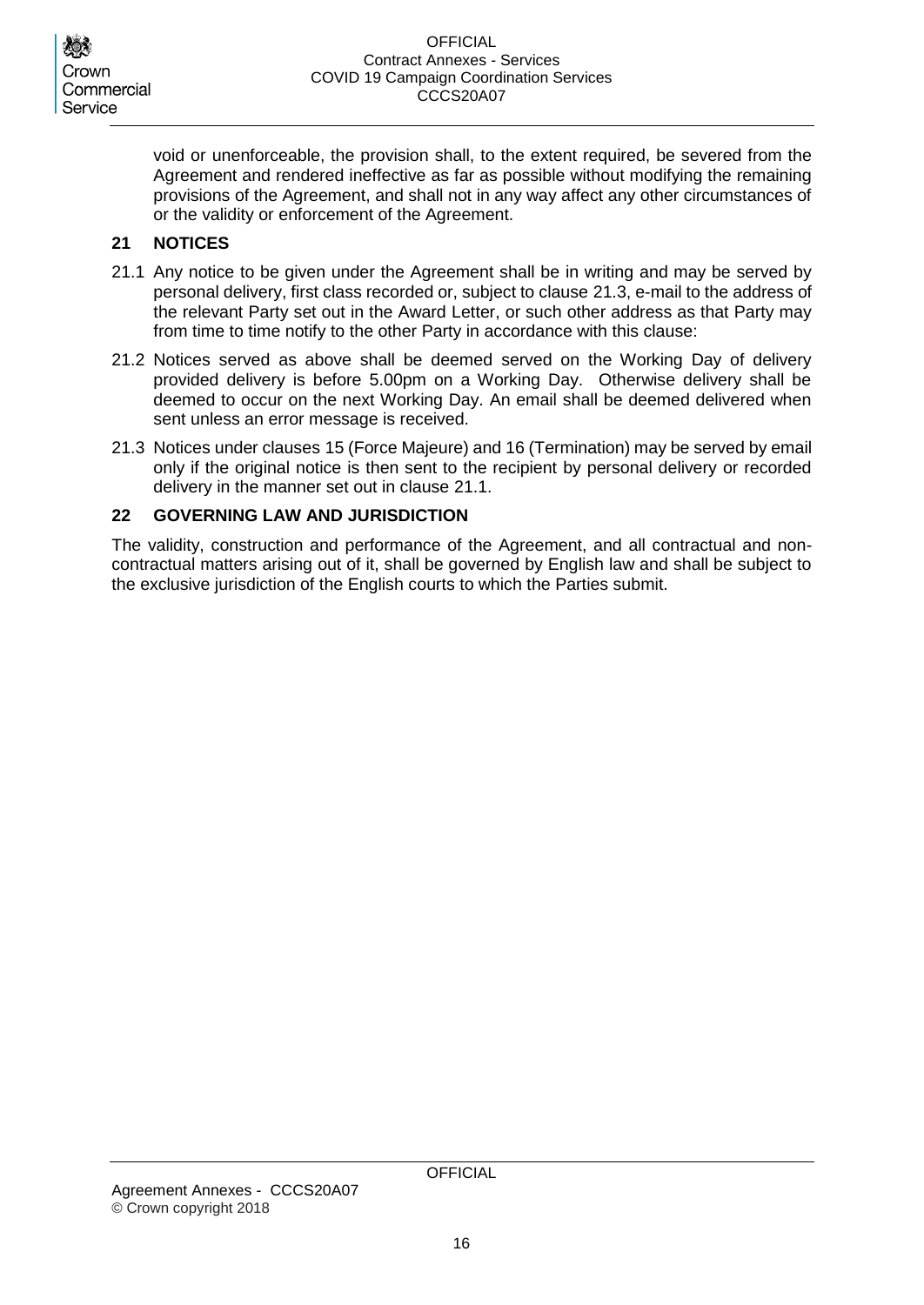void or unenforceable, the provision shall, to the extent required, be severed from the Agreement and rendered ineffective as far as possible without modifying the remaining provisions of the Agreement, and shall not in any way affect any other circumstances of or the validity or enforcement of the Agreement.

## 21 NOTICES

21.1 Any notice to be given under the Agreement shall be in writing and may be served by personal delivery, first class recorded or, subject to clause 21.3, e-mail to the address of the relevant Party set out in the Award Letter, or such other address as that Party may from time to time notify to the other Party in accordance with this clause:

21.2 Notices served as above shall be deemed served on the Working Day of delivery provided delivery is before 5.00pm on a Working Day. Otherwise delivery shall be deemed to occur on the next Working Day. An email shall be deemed delivered when sent unless an error message is received.

21.3 Notices under clauses 15 (Force Majeure) and 16 (Termination) may be served by email only if the original notice is then sent to the recipient by personal delivery or recorded delivery in the manner set out in clause 21.1.

## 22 GOVERNING LAW AND JURISDICTION

The validity, construction and performance of the Agreement, and all contractual and non-contractual matters arising out of it, shall be governed by English law and shall be subject to the exclusive jurisdiction of the English courts to which the Parties submit.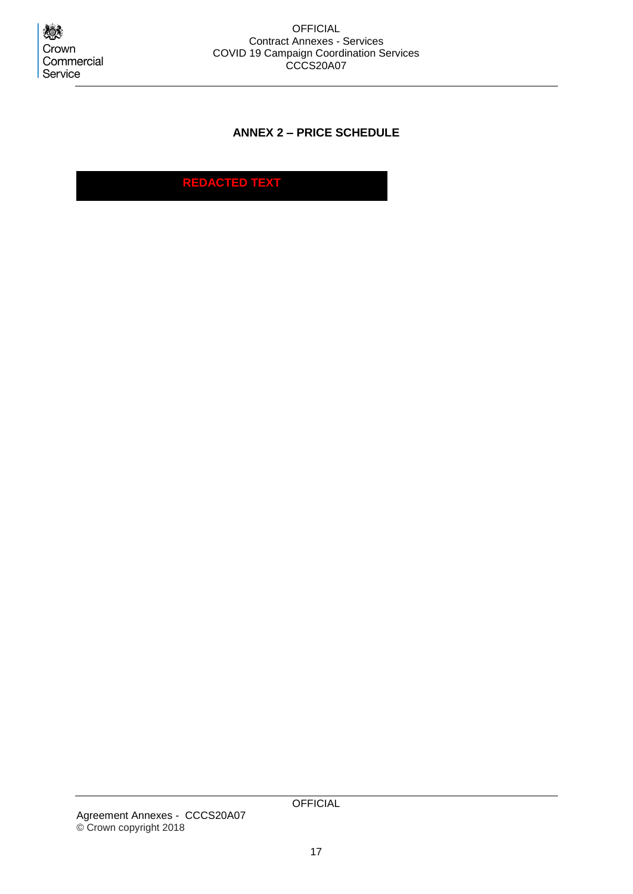**ANNEX 2 – PRICE SCHEDULE**

REDACTED TEXT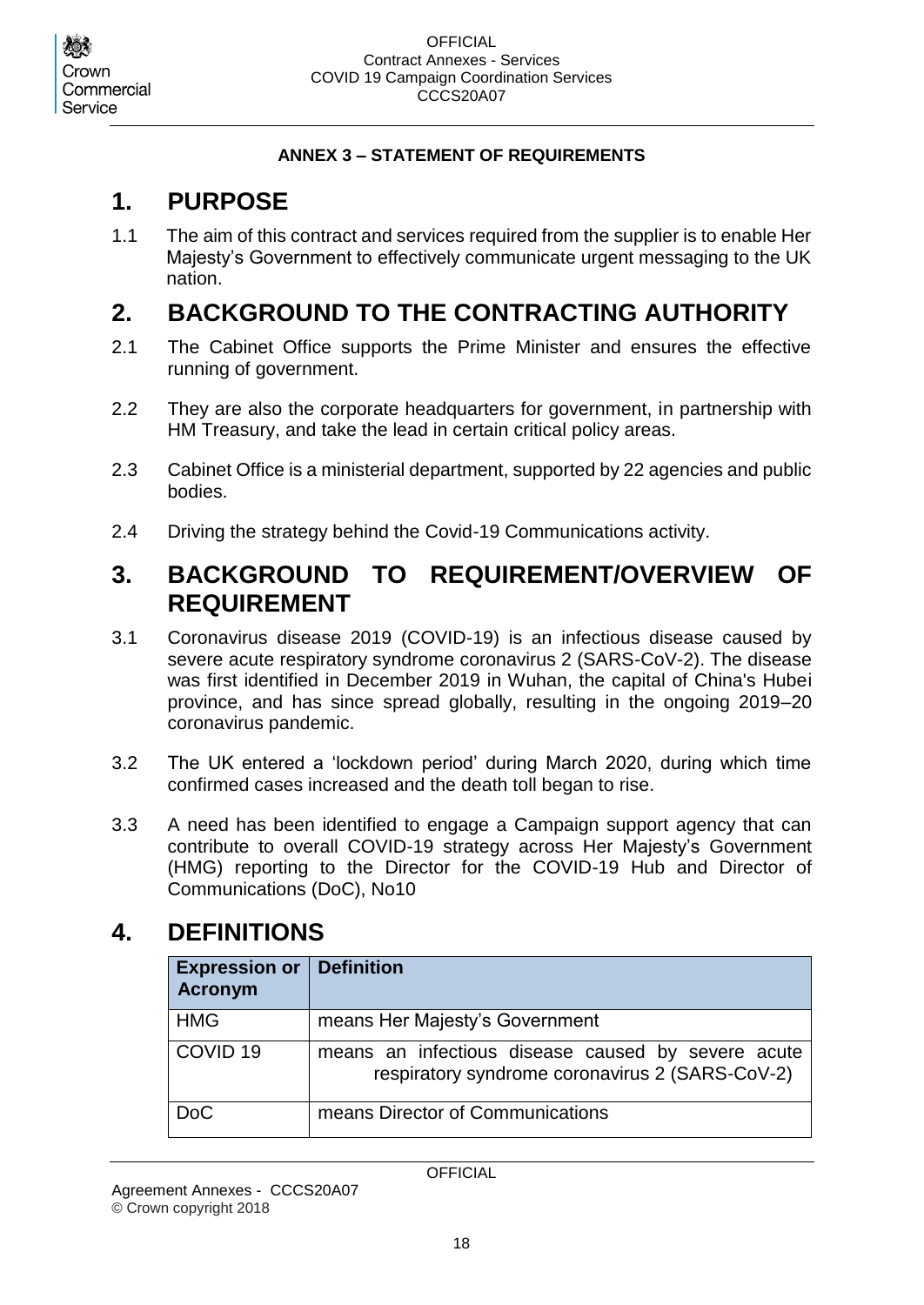**ANNEX 3 – STATEMENT OF REQUIREMENTS**

# 1. PURPOSE

1.1 The aim of this contract and services required from the supplier is to enable Her Majesty's Government to effectively communicate urgent messaging to the UK nation.

# 2. BACKGROUND TO THE CONTRACTING AUTHORITY

2.1 The Cabinet Office supports the Prime Minister and ensures the effective running of government.

2.2 They are also the corporate headquarters for government, in partnership with HM Treasury, and take the lead in certain critical policy areas.

2.3 Cabinet Office is a ministerial department, supported by 22 agencies and public bodies.

2.4 Driving the strategy behind the Covid-19 Communications activity.

# 3. BACKGROUND TO REQUIREMENT/OVERVIEW OF REQUIREMENT

3.1 Coronavirus disease 2019 (COVID-19) is an infectious disease caused by severe acute respiratory syndrome coronavirus 2 (SARS-CoV-2). The disease was first identified in December 2019 in Wuhan, the capital of China's Hubei province, and has since spread globally, resulting in the ongoing 2019–20 coronavirus pandemic.

3.2 The UK entered a 'lockdown period' during March 2020, during which time confirmed cases increased and the death toll began to rise.

3.3 A need has been identified to engage a Campaign support agency that can contribute to overall COVID-19 strategy across Her Majesty's Government (HMG) reporting to the Director for the COVID-19 Hub and Director of Communications (DoC), No10

# 4. DEFINITIONS

| Expression or Acronym | Definition |
|---|---|
| HMG | means Her Majesty's Government |
| COVID 19 | means an infectious disease caused by severe acute respiratory syndrome coronavirus 2 (SARS-CoV-2) |
| DoC | means Director of Communications |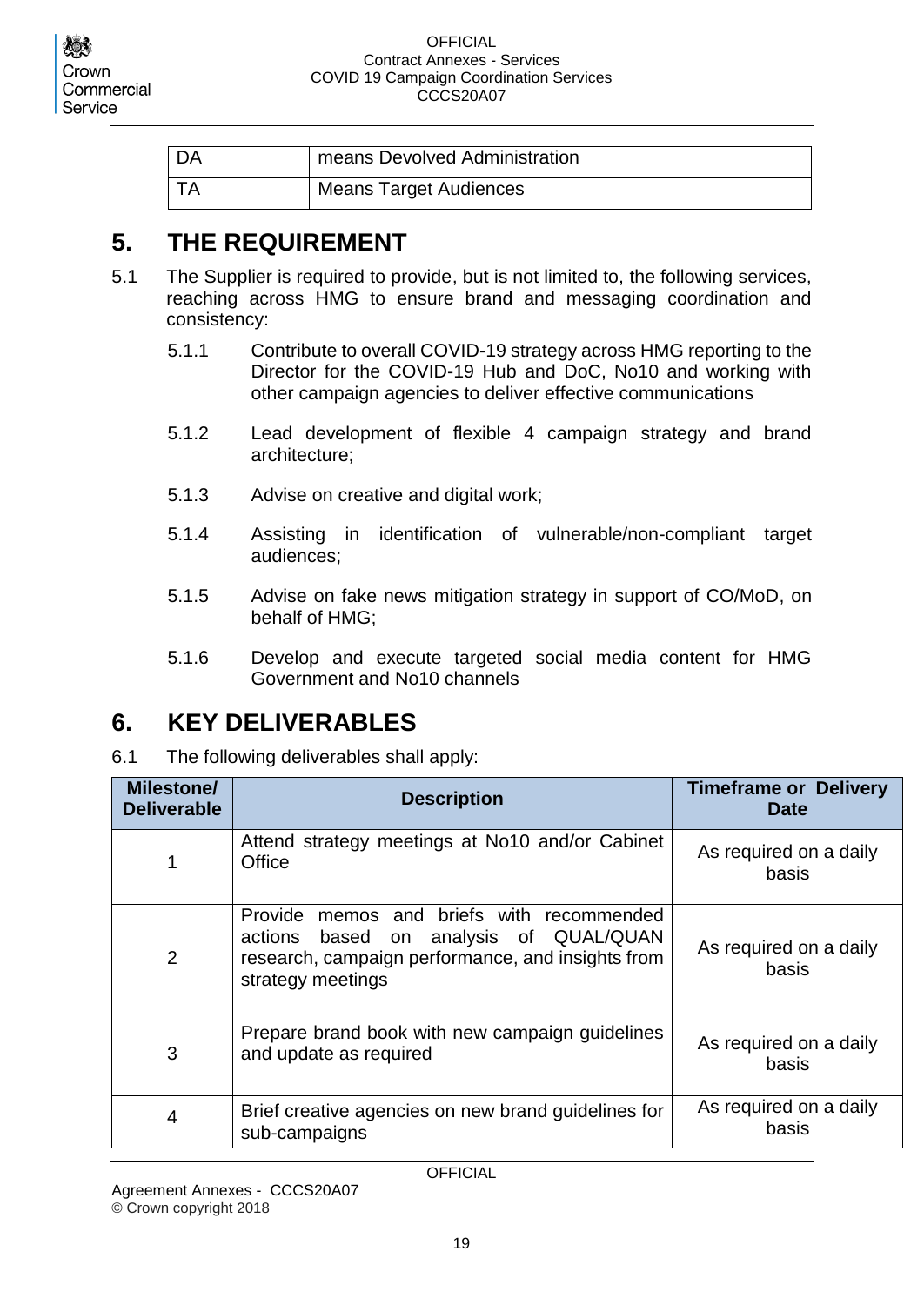| DA | means Devolved Administration |
|---|---|
| TA | Means Target Audiences |

## 5. THE REQUIREMENT

5.1 The Supplier is required to provide, but is not limited to, the following services, reaching across HMG to ensure brand and messaging coordination and consistency:

5.1.1 Contribute to overall COVID-19 strategy across HMG reporting to the Director for the COVID-19 Hub and DoC, No10 and working with other campaign agencies to deliver effective communications

5.1.2 Lead development of flexible 4 campaign strategy and brand architecture;

5.1.3 Advise on creative and digital work;

5.1.4 Assisting in identification of vulnerable/non-compliant target audiences;

5.1.5 Advise on fake news mitigation strategy in support of CO/MoD, on behalf of HMG;

5.1.6 Develop and execute targeted social media content for HMG Government and No10 channels

## 6. KEY DELIVERABLES

6.1 The following deliverables shall apply:

| Milestone/ Deliverable | Description | Timeframe or Delivery Date |
|---|---|---|
| 1 | Attend strategy meetings at No10 and/or Cabinet Office | As required on a daily basis |
| 2 | Provide memos and briefs with recommended actions based on analysis of QUAL/QUAN research, campaign performance, and insights from strategy meetings | As required on a daily basis |
| 3 | Prepare brand book with new campaign guidelines and update as required | As required on a daily basis |
| 4 | Brief creative agencies on new brand guidelines for sub-campaigns | As required on a daily basis |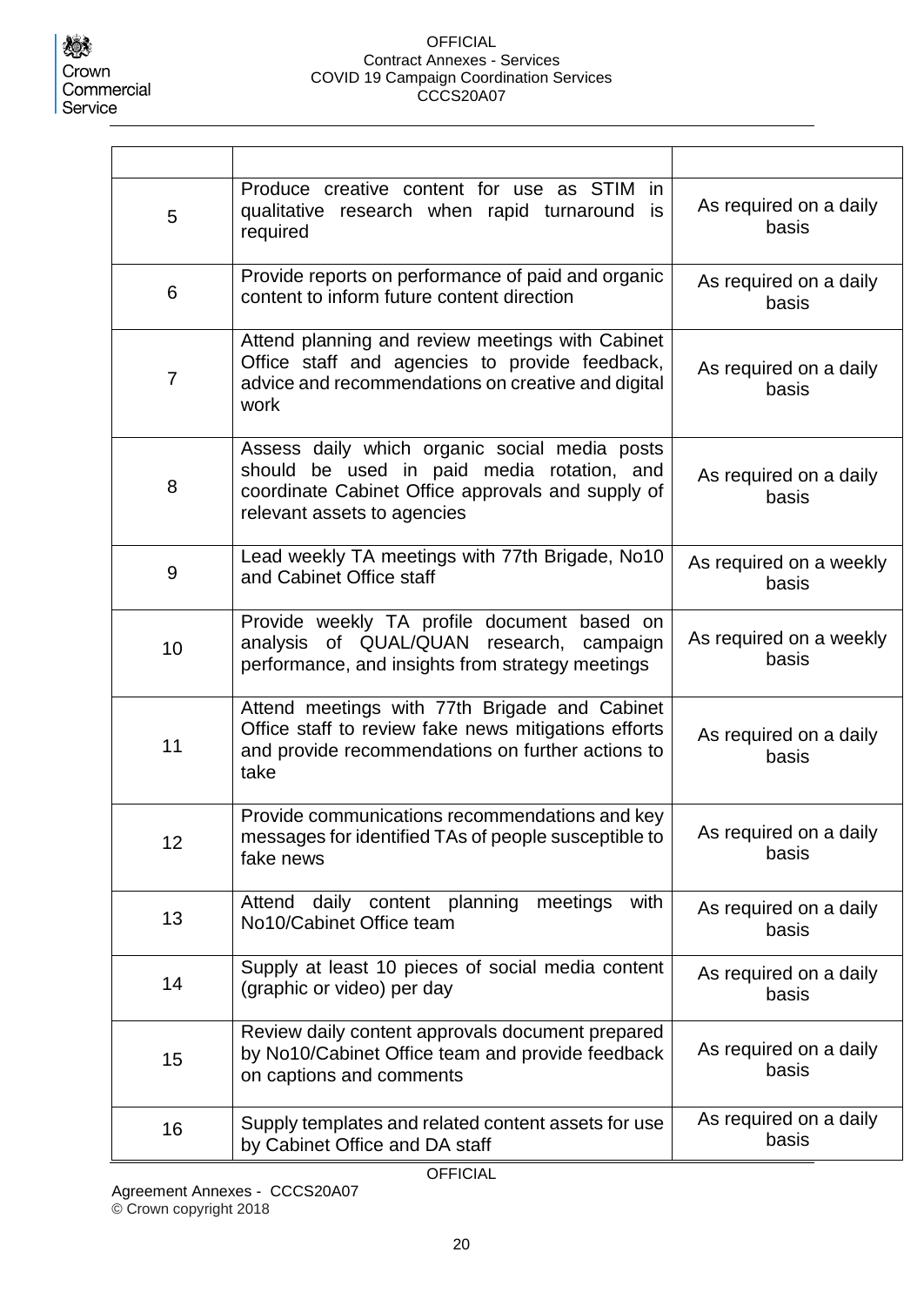| | | |
|---|---|---|
| 5 | Produce creative content for use as STIM in qualitative research when rapid turnaround is required | As required on a daily basis |
| 6 | Provide reports on performance of paid and organic content to inform future content direction | As required on a daily basis |
| 7 | Attend planning and review meetings with Cabinet Office staff and agencies to provide feedback, advice and recommendations on creative and digital work | As required on a daily basis |
| 8 | Assess daily which organic social media posts should be used in paid media rotation, and coordinate Cabinet Office approvals and supply of relevant assets to agencies | As required on a daily basis |
| 9 | Lead weekly TA meetings with 77th Brigade, No10 and Cabinet Office staff | As required on a weekly basis |
| 10 | Provide weekly TA profile document based on analysis of QUAL/QUAN research, campaign performance, and insights from strategy meetings | As required on a weekly basis |
| 11 | Attend meetings with 77th Brigade and Cabinet Office staff to review fake news mitigations efforts and provide recommendations on further actions to take | As required on a daily basis |
| 12 | Provide communications recommendations and key messages for identified TAs of people susceptible to fake news | As required on a daily basis |
| 13 | Attend daily content planning meetings with No10/Cabinet Office team | As required on a daily basis |
| 14 | Supply at least 10 pieces of social media content (graphic or video) per day | As required on a daily basis |
| 15 | Review daily content approvals document prepared by No10/Cabinet Office team and provide feedback on captions and comments | As required on a daily basis |
| 16 | Supply templates and related content assets for use by Cabinet Office and DA staff | As required on a daily basis |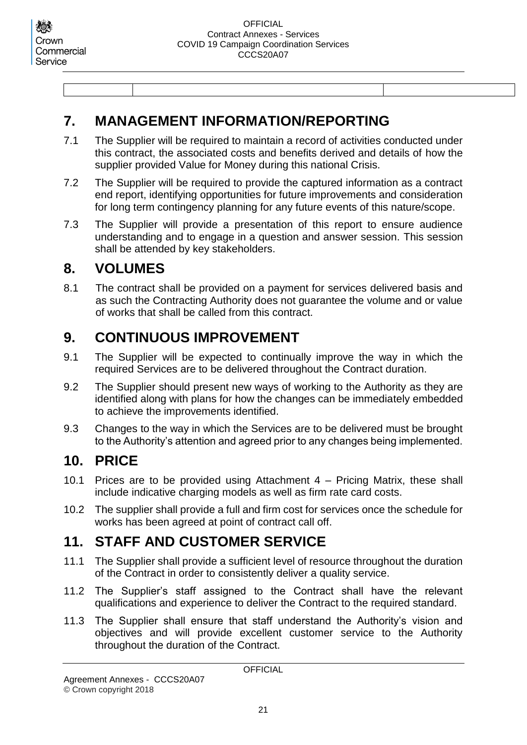|  |  |  |
|---|---|---|

## 7. MANAGEMENT INFORMATION/REPORTING

7.1 The Supplier will be required to maintain a record of activities conducted under this contract, the associated costs and benefits derived and details of how the supplier provided Value for Money during this national Crisis.

7.2 The Supplier will be required to provide the captured information as a contract end report, identifying opportunities for future improvements and consideration for long term contingency planning for any future events of this nature/scope.

7.3 The Supplier will provide a presentation of this report to ensure audience understanding and to engage in a question and answer session. This session shall be attended by key stakeholders.

## 8. VOLUMES

8.1 The contract shall be provided on a payment for services delivered basis and as such the Contracting Authority does not guarantee the volume and or value of works that shall be called from this contract.

## 9. CONTINUOUS IMPROVEMENT

9.1 The Supplier will be expected to continually improve the way in which the required Services are to be delivered throughout the Contract duration.

9.2 The Supplier should present new ways of working to the Authority as they are identified along with plans for how the changes can be immediately embedded to achieve the improvements identified.

9.3 Changes to the way in which the Services are to be delivered must be brought to the Authority's attention and agreed prior to any changes being implemented.

## 10. PRICE

10.1 Prices are to be provided using Attachment 4 – Pricing Matrix, these shall include indicative charging models as well as firm rate card costs.

10.2 The supplier shall provide a full and firm cost for services once the schedule for works has been agreed at point of contract call off.

## 11. STAFF AND CUSTOMER SERVICE

11.1 The Supplier shall provide a sufficient level of resource throughout the duration of the Contract in order to consistently deliver a quality service.

11.2 The Supplier's staff assigned to the Contract shall have the relevant qualifications and experience to deliver the Contract to the required standard.

11.3 The Supplier shall ensure that staff understand the Authority's vision and objectives and will provide excellent customer service to the Authority throughout the duration of the Contract.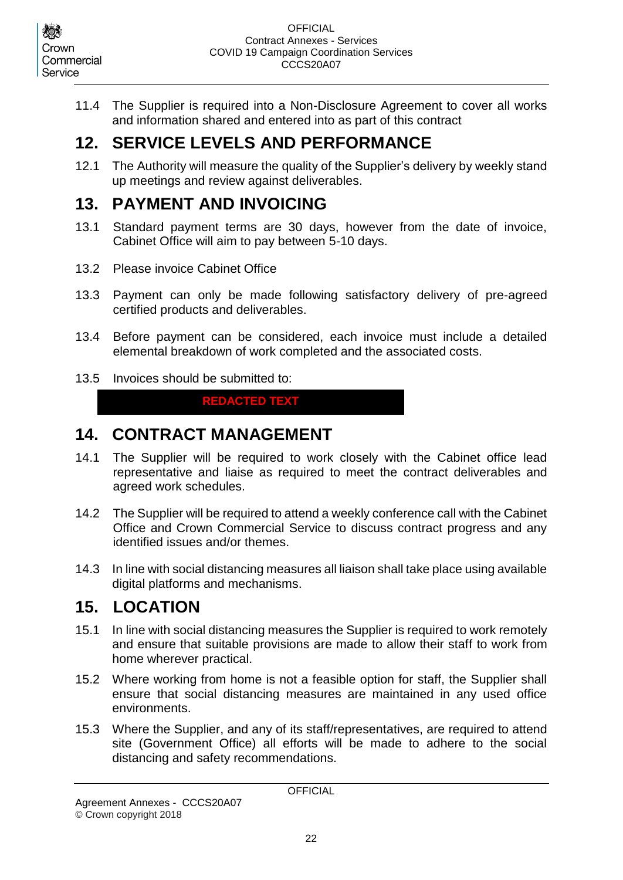11.4 The Supplier is required into a Non-Disclosure Agreement to cover all works and information shared and entered into as part of this contract

## 12. SERVICE LEVELS AND PERFORMANCE

12.1 The Authority will measure the quality of the Supplier's delivery by weekly stand up meetings and review against deliverables.

## 13. PAYMENT AND INVOICING

13.1 Standard payment terms are 30 days, however from the date of invoice, Cabinet Office will aim to pay between 5-10 days.

13.2 Please invoice Cabinet Office

13.3 Payment can only be made following satisfactory delivery of pre-agreed certified products and deliverables.

13.4 Before payment can be considered, each invoice must include a detailed elemental breakdown of work completed and the associated costs.

13.5 Invoices should be submitted to:

REDACTED TEXT

## 14. CONTRACT MANAGEMENT

14.1 The Supplier will be required to work closely with the Cabinet office lead representative and liaise as required to meet the contract deliverables and agreed work schedules.

14.2 The Supplier will be required to attend a weekly conference call with the Cabinet Office and Crown Commercial Service to discuss contract progress and any identified issues and/or themes.

14.3 In line with social distancing measures all liaison shall take place using available digital platforms and mechanisms.

## 15. LOCATION

15.1 In line with social distancing measures the Supplier is required to work remotely and ensure that suitable provisions are made to allow their staff to work from home wherever practical.

15.2 Where working from home is not a feasible option for staff, the Supplier shall ensure that social distancing measures are maintained in any used office environments.

15.3 Where the Supplier, and any of its staff/representatives, are required to attend site (Government Office) all efforts will be made to adhere to the social distancing and safety recommendations.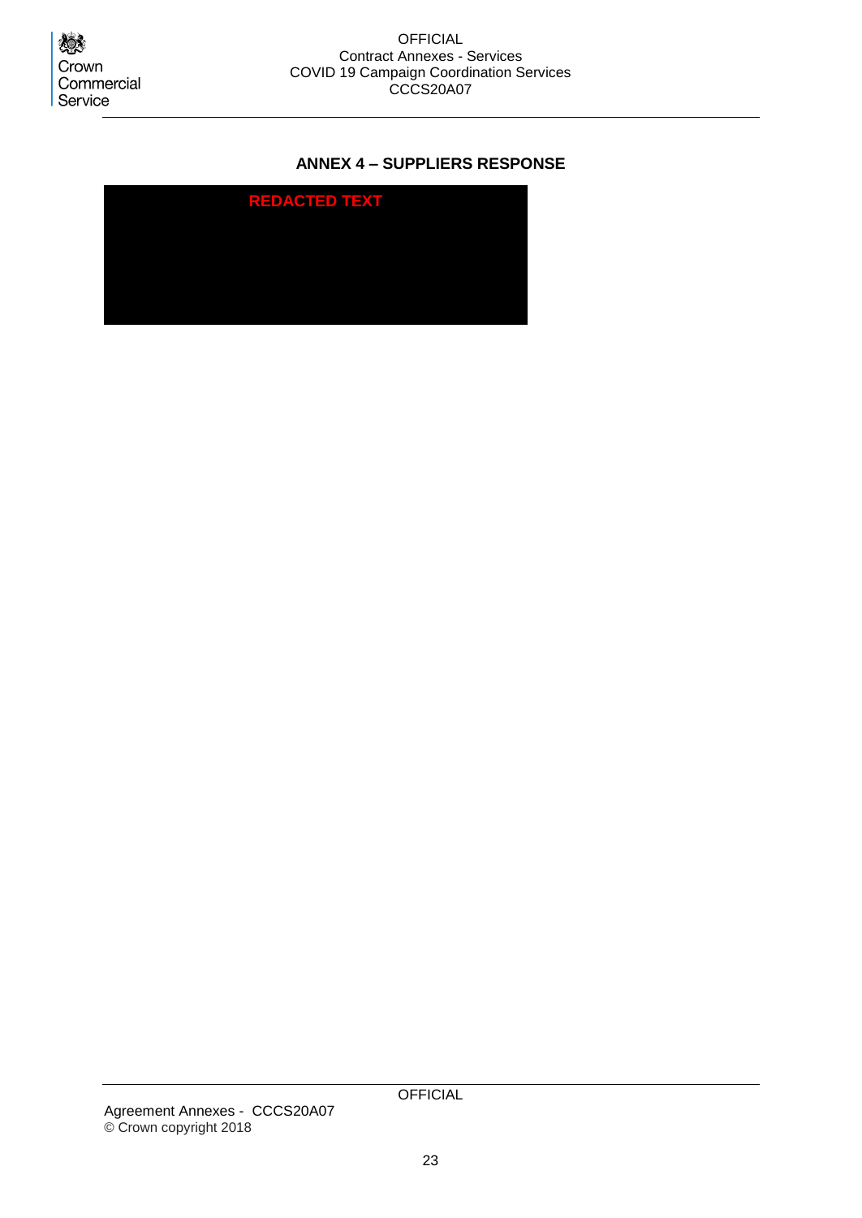## ANNEX 4 – SUPPLIERS RESPONSE

REDACTED TEXT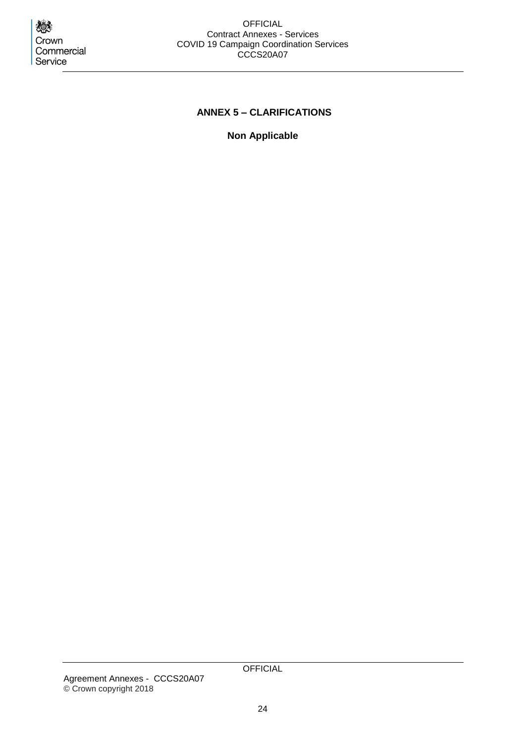## ANNEX 5 – CLARIFICATIONS

**Non Applicable**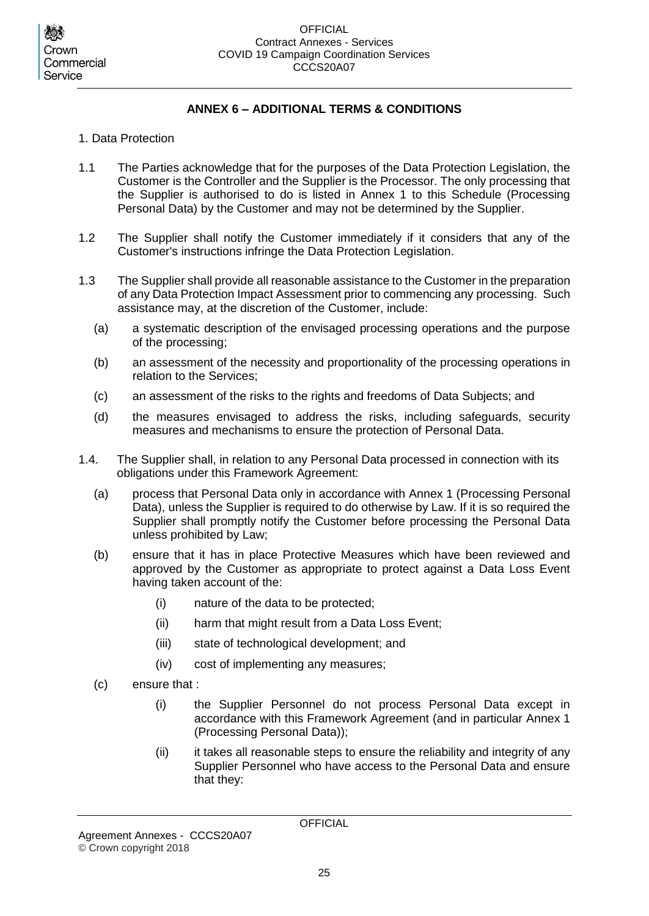## ANNEX 6 – ADDITIONAL TERMS & CONDITIONS

1. Data Protection

1.1 The Parties acknowledge that for the purposes of the Data Protection Legislation, the Customer is the Controller and the Supplier is the Processor. The only processing that the Supplier is authorised to do is listed in Annex 1 to this Schedule (Processing Personal Data) by the Customer and may not be determined by the Supplier.

1.2 The Supplier shall notify the Customer immediately if it considers that any of the Customer's instructions infringe the Data Protection Legislation.

1.3 The Supplier shall provide all reasonable assistance to the Customer in the preparation of any Data Protection Impact Assessment prior to commencing any processing. Such assistance may, at the discretion of the Customer, include:

- (a) a systematic description of the envisaged processing operations and the purpose of the processing;
- (b) an assessment of the necessity and proportionality of the processing operations in relation to the Services;
- (c) an assessment of the risks to the rights and freedoms of Data Subjects; and
- (d) the measures envisaged to address the risks, including safeguards, security measures and mechanisms to ensure the protection of Personal Data.

1.4. The Supplier shall, in relation to any Personal Data processed in connection with its obligations under this Framework Agreement:

- (a) process that Personal Data only in accordance with Annex 1 (Processing Personal Data), unless the Supplier is required to do otherwise by Law. If it is so required the Supplier shall promptly notify the Customer before processing the Personal Data unless prohibited by Law;
- (b) ensure that it has in place Protective Measures which have been reviewed and approved by the Customer as appropriate to protect against a Data Loss Event having taken account of the:
  - (i) nature of the data to be protected;
  - (ii) harm that might result from a Data Loss Event;
  - (iii) state of technological development; and
  - (iv) cost of implementing any measures;
- (c) ensure that :
  - (i) the Supplier Personnel do not process Personal Data except in accordance with this Framework Agreement (and in particular Annex 1 (Processing Personal Data));
  - (ii) it takes all reasonable steps to ensure the reliability and integrity of any Supplier Personnel who have access to the Personal Data and ensure that they: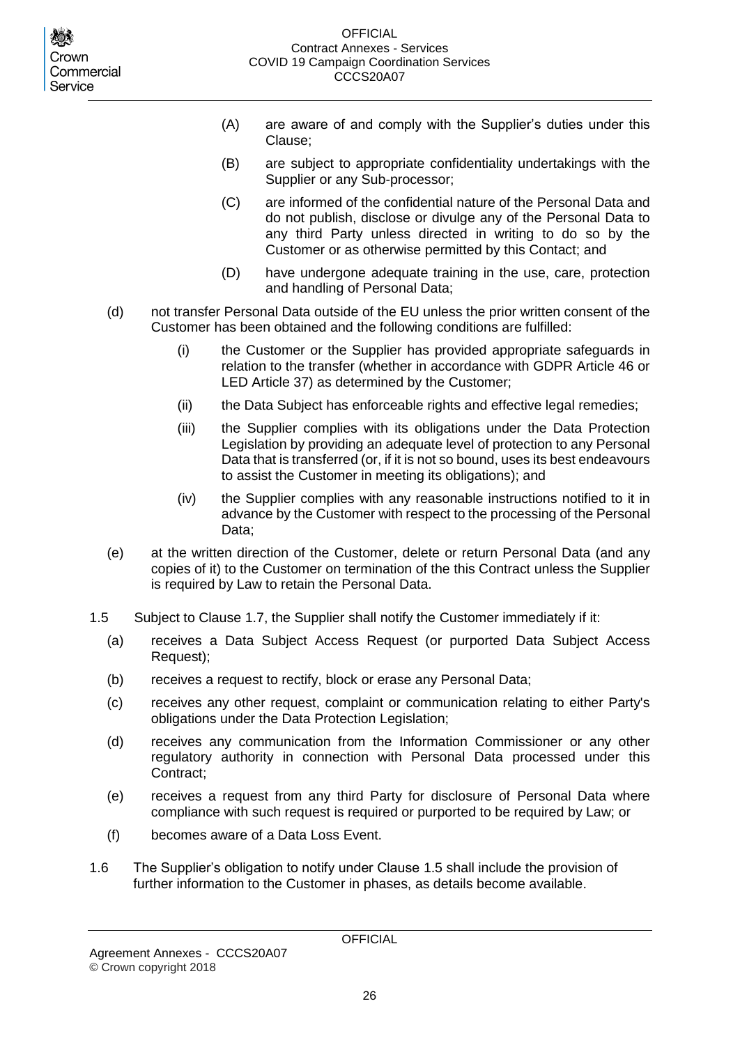(A) are aware of and comply with the Supplier's duties under this Clause;

(B) are subject to appropriate confidentiality undertakings with the Supplier or any Sub-processor;

(C) are informed of the confidential nature of the Personal Data and do not publish, disclose or divulge any of the Personal Data to any third Party unless directed in writing to do so by the Customer or as otherwise permitted by this Contact; and

(D) have undergone adequate training in the use, care, protection and handling of Personal Data;

(d) not transfer Personal Data outside of the EU unless the prior written consent of the Customer has been obtained and the following conditions are fulfilled:

(i) the Customer or the Supplier has provided appropriate safeguards in relation to the transfer (whether in accordance with GDPR Article 46 or LED Article 37) as determined by the Customer;

(ii) the Data Subject has enforceable rights and effective legal remedies;

(iii) the Supplier complies with its obligations under the Data Protection Legislation by providing an adequate level of protection to any Personal Data that is transferred (or, if it is not so bound, uses its best endeavours to assist the Customer in meeting its obligations); and

(iv) the Supplier complies with any reasonable instructions notified to it in advance by the Customer with respect to the processing of the Personal Data;

(e) at the written direction of the Customer, delete or return Personal Data (and any copies of it) to the Customer on termination of the this Contract unless the Supplier is required by Law to retain the Personal Data.

1.5 Subject to Clause 1.7, the Supplier shall notify the Customer immediately if it:

(a) receives a Data Subject Access Request (or purported Data Subject Access Request);

(b) receives a request to rectify, block or erase any Personal Data;

(c) receives any other request, complaint or communication relating to either Party's obligations under the Data Protection Legislation;

(d) receives any communication from the Information Commissioner or any other regulatory authority in connection with Personal Data processed under this Contract;

(e) receives a request from any third Party for disclosure of Personal Data where compliance with such request is required or purported to be required by Law; or

(f) becomes aware of a Data Loss Event.

1.6 The Supplier's obligation to notify under Clause 1.5 shall include the provision of further information to the Customer in phases, as details become available.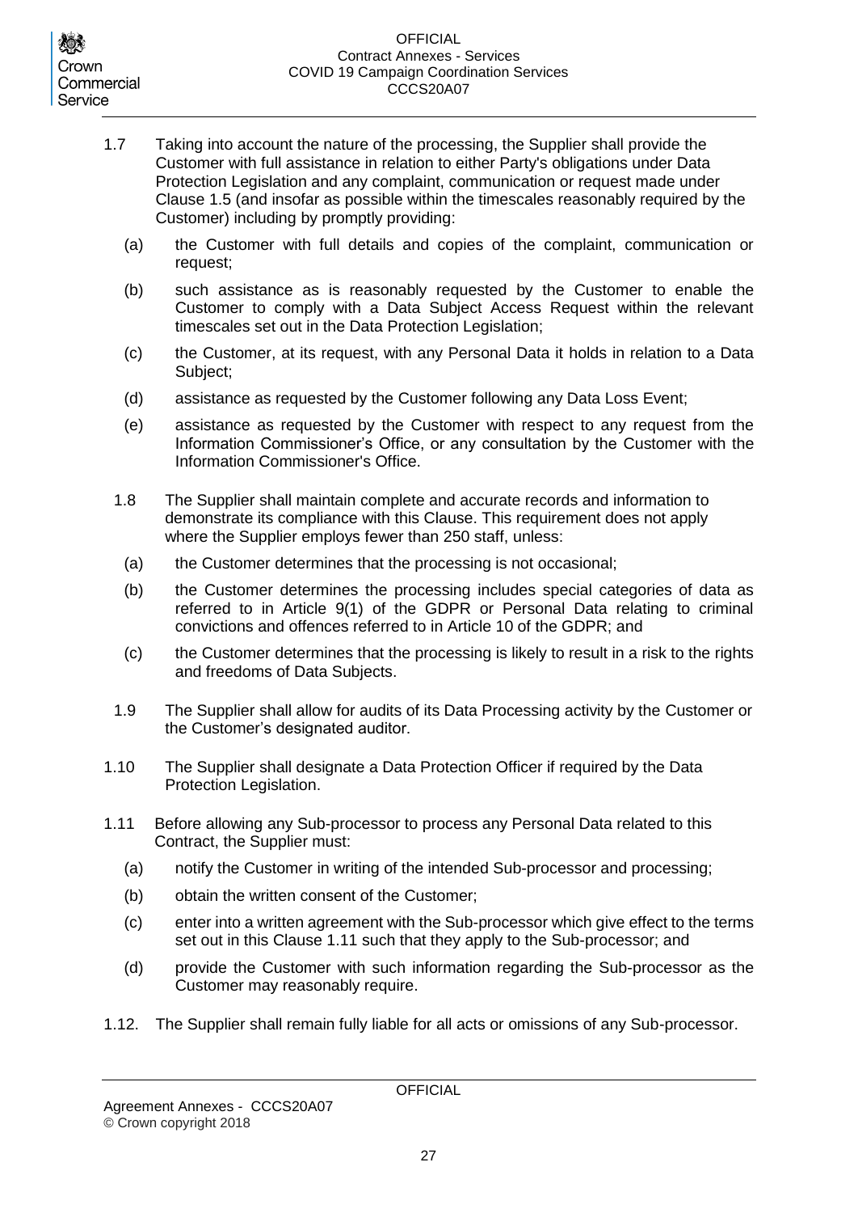1.7 Taking into account the nature of the processing, the Supplier shall provide the Customer with full assistance in relation to either Party's obligations under Data Protection Legislation and any complaint, communication or request made under Clause 1.5 (and insofar as possible within the timescales reasonably required by the Customer) including by promptly providing:

(a) the Customer with full details and copies of the complaint, communication or request;

(b) such assistance as is reasonably requested by the Customer to enable the Customer to comply with a Data Subject Access Request within the relevant timescales set out in the Data Protection Legislation;

(c) the Customer, at its request, with any Personal Data it holds in relation to a Data Subject;

(d) assistance as requested by the Customer following any Data Loss Event;

(e) assistance as requested by the Customer with respect to any request from the Information Commissioner's Office, or any consultation by the Customer with the Information Commissioner's Office.

1.8 The Supplier shall maintain complete and accurate records and information to demonstrate its compliance with this Clause. This requirement does not apply where the Supplier employs fewer than 250 staff, unless:

(a) the Customer determines that the processing is not occasional;

(b) the Customer determines the processing includes special categories of data as referred to in Article 9(1) of the GDPR or Personal Data relating to criminal convictions and offences referred to in Article 10 of the GDPR; and

(c) the Customer determines that the processing is likely to result in a risk to the rights and freedoms of Data Subjects.

1.9 The Supplier shall allow for audits of its Data Processing activity by the Customer or the Customer's designated auditor.

1.10 The Supplier shall designate a Data Protection Officer if required by the Data Protection Legislation.

1.11 Before allowing any Sub-processor to process any Personal Data related to this Contract, the Supplier must:

(a) notify the Customer in writing of the intended Sub-processor and processing;

(b) obtain the written consent of the Customer;

(c) enter into a written agreement with the Sub-processor which give effect to the terms set out in this Clause 1.11 such that they apply to the Sub-processor; and

(d) provide the Customer with such information regarding the Sub-processor as the Customer may reasonably require.

1.12. The Supplier shall remain fully liable for all acts or omissions of any Sub-processor.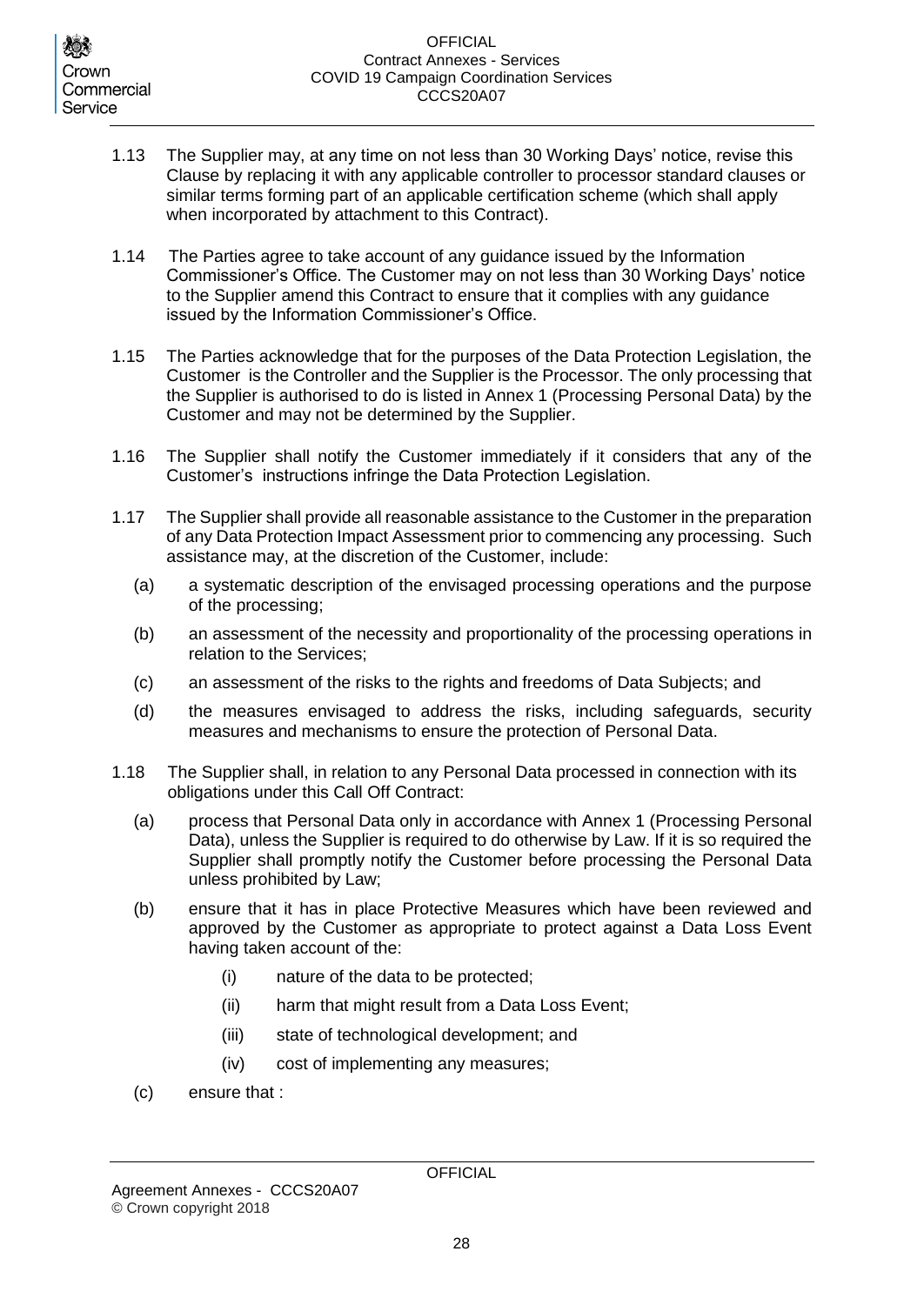1.13 The Supplier may, at any time on not less than 30 Working Days' notice, revise this Clause by replacing it with any applicable controller to processor standard clauses or similar terms forming part of an applicable certification scheme (which shall apply when incorporated by attachment to this Contract).

1.14 The Parties agree to take account of any guidance issued by the Information Commissioner's Office. The Customer may on not less than 30 Working Days' notice to the Supplier amend this Contract to ensure that it complies with any guidance issued by the Information Commissioner's Office.

1.15 The Parties acknowledge that for the purposes of the Data Protection Legislation, the Customer is the Controller and the Supplier is the Processor. The only processing that the Supplier is authorised to do is listed in Annex 1 (Processing Personal Data) by the Customer and may not be determined by the Supplier.

1.16 The Supplier shall notify the Customer immediately if it considers that any of the Customer's instructions infringe the Data Protection Legislation.

1.17 The Supplier shall provide all reasonable assistance to the Customer in the preparation of any Data Protection Impact Assessment prior to commencing any processing. Such assistance may, at the discretion of the Customer, include:

(a) a systematic description of the envisaged processing operations and the purpose of the processing;

(b) an assessment of the necessity and proportionality of the processing operations in relation to the Services;

(c) an assessment of the risks to the rights and freedoms of Data Subjects; and

(d) the measures envisaged to address the risks, including safeguards, security measures and mechanisms to ensure the protection of Personal Data.

1.18 The Supplier shall, in relation to any Personal Data processed in connection with its obligations under this Call Off Contract:

(a) process that Personal Data only in accordance with Annex 1 (Processing Personal Data), unless the Supplier is required to do otherwise by Law. If it is so required the Supplier shall promptly notify the Customer before processing the Personal Data unless prohibited by Law;

(b) ensure that it has in place Protective Measures which have been reviewed and approved by the Customer as appropriate to protect against a Data Loss Event having taken account of the:

(i) nature of the data to be protected;

(ii) harm that might result from a Data Loss Event;

(iii) state of technological development; and

(iv) cost of implementing any measures;

(c) ensure that :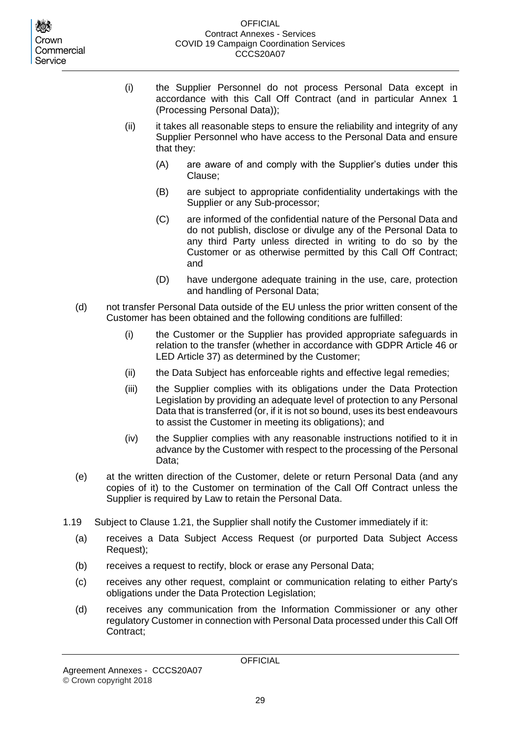(i) the Supplier Personnel do not process Personal Data except in accordance with this Call Off Contract (and in particular Annex 1 (Processing Personal Data));

(ii) it takes all reasonable steps to ensure the reliability and integrity of any Supplier Personnel who have access to the Personal Data and ensure that they:

(A) are aware of and comply with the Supplier's duties under this Clause;

(B) are subject to appropriate confidentiality undertakings with the Supplier or any Sub-processor;

(C) are informed of the confidential nature of the Personal Data and do not publish, disclose or divulge any of the Personal Data to any third Party unless directed in writing to do so by the Customer or as otherwise permitted by this Call Off Contract; and

(D) have undergone adequate training in the use, care, protection and handling of Personal Data;

(d) not transfer Personal Data outside of the EU unless the prior written consent of the Customer has been obtained and the following conditions are fulfilled:

(i) the Customer or the Supplier has provided appropriate safeguards in relation to the transfer (whether in accordance with GDPR Article 46 or LED Article 37) as determined by the Customer;

(ii) the Data Subject has enforceable rights and effective legal remedies;

(iii) the Supplier complies with its obligations under the Data Protection Legislation by providing an adequate level of protection to any Personal Data that is transferred (or, if it is not so bound, uses its best endeavours to assist the Customer in meeting its obligations); and

(iv) the Supplier complies with any reasonable instructions notified to it in advance by the Customer with respect to the processing of the Personal Data;

(e) at the written direction of the Customer, delete or return Personal Data (and any copies of it) to the Customer on termination of the Call Off Contract unless the Supplier is required by Law to retain the Personal Data.

1.19 Subject to Clause 1.21, the Supplier shall notify the Customer immediately if it:

(a) receives a Data Subject Access Request (or purported Data Subject Access Request);

(b) receives a request to rectify, block or erase any Personal Data;

(c) receives any other request, complaint or communication relating to either Party's obligations under the Data Protection Legislation;

(d) receives any communication from the Information Commissioner or any other regulatory Customer in connection with Personal Data processed under this Call Off Contract;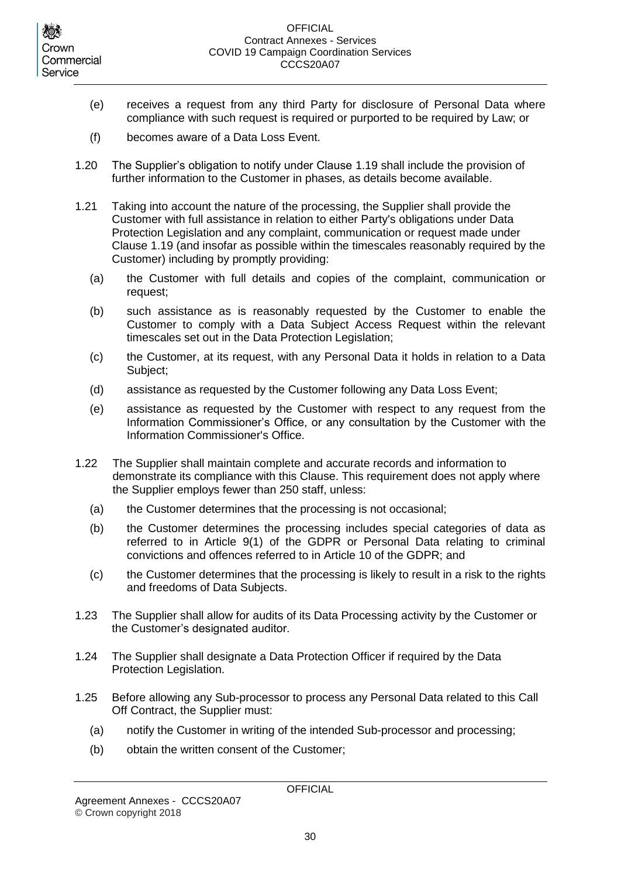(e) receives a request from any third Party for disclosure of Personal Data where compliance with such request is required or purported to be required by Law; or

(f) becomes aware of a Data Loss Event.

1.20 The Supplier's obligation to notify under Clause 1.19 shall include the provision of further information to the Customer in phases, as details become available.

1.21 Taking into account the nature of the processing, the Supplier shall provide the Customer with full assistance in relation to either Party's obligations under Data Protection Legislation and any complaint, communication or request made under Clause 1.19 (and insofar as possible within the timescales reasonably required by the Customer) including by promptly providing:

(a) the Customer with full details and copies of the complaint, communication or request;

(b) such assistance as is reasonably requested by the Customer to enable the Customer to comply with a Data Subject Access Request within the relevant timescales set out in the Data Protection Legislation;

(c) the Customer, at its request, with any Personal Data it holds in relation to a Data Subject;

(d) assistance as requested by the Customer following any Data Loss Event;

(e) assistance as requested by the Customer with respect to any request from the Information Commissioner's Office, or any consultation by the Customer with the Information Commissioner's Office.

1.22 The Supplier shall maintain complete and accurate records and information to demonstrate its compliance with this Clause. This requirement does not apply where the Supplier employs fewer than 250 staff, unless:

(a) the Customer determines that the processing is not occasional;

(b) the Customer determines the processing includes special categories of data as referred to in Article 9(1) of the GDPR or Personal Data relating to criminal convictions and offences referred to in Article 10 of the GDPR; and

(c) the Customer determines that the processing is likely to result in a risk to the rights and freedoms of Data Subjects.

1.23 The Supplier shall allow for audits of its Data Processing activity by the Customer or the Customer's designated auditor.

1.24 The Supplier shall designate a Data Protection Officer if required by the Data Protection Legislation.

1.25 Before allowing any Sub-processor to process any Personal Data related to this Call Off Contract, the Supplier must:

(a) notify the Customer in writing of the intended Sub-processor and processing;

(b) obtain the written consent of the Customer;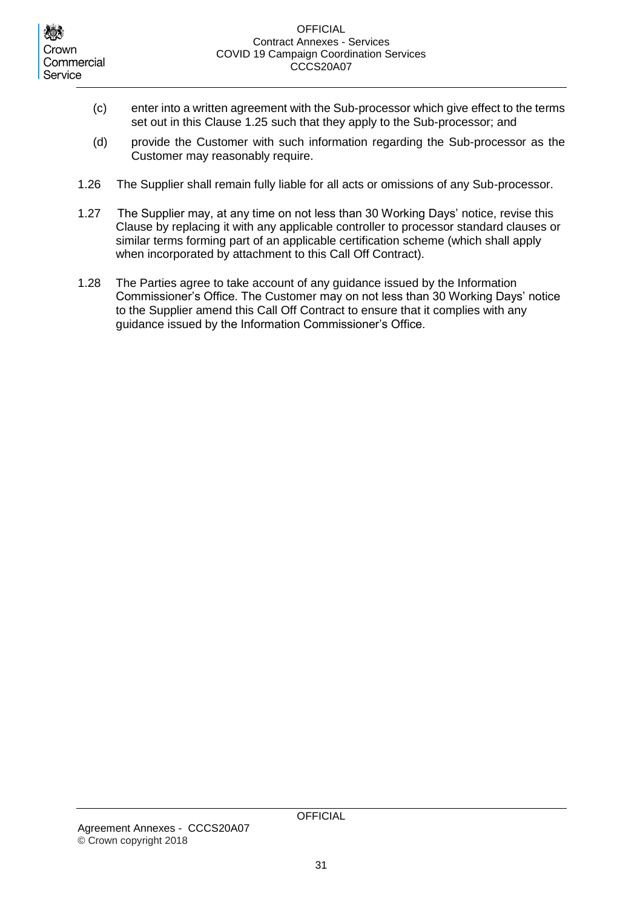(c) enter into a written agreement with the Sub-processor which give effect to the terms set out in this Clause 1.25 such that they apply to the Sub-processor; and

(d) provide the Customer with such information regarding the Sub-processor as the Customer may reasonably require.

1.26 The Supplier shall remain fully liable for all acts or omissions of any Sub-processor.

1.27 The Supplier may, at any time on not less than 30 Working Days' notice, revise this Clause by replacing it with any applicable controller to processor standard clauses or similar terms forming part of an applicable certification scheme (which shall apply when incorporated by attachment to this Call Off Contract).

1.28 The Parties agree to take account of any guidance issued by the Information Commissioner's Office. The Customer may on not less than 30 Working Days' notice to the Supplier amend this Call Off Contract to ensure that it complies with any guidance issued by the Information Commissioner's Office.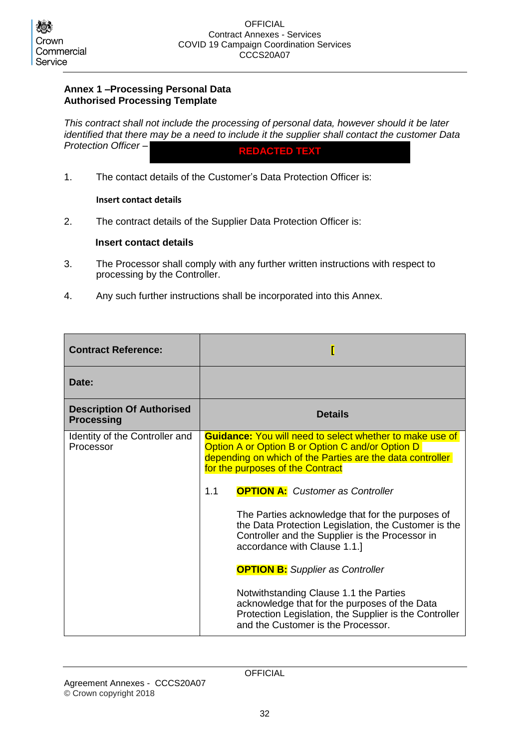**Annex 1 –Processing Personal Data**
**Authorised Processing Template**

*This contract shall not include the processing of personal data, however should it be later identified that there may be a need to include it the supplier shall contact the customer Data Protection Officer –* REDACTED TEXT

1. The contact details of the Customer's Data Protection Officer is:

   **Insert contact details**

2. The contract details of the Supplier Data Protection Officer is:

   **Insert contact details**

3. The Processor shall comply with any further written instructions with respect to processing by the Controller.

4. Any such further instructions shall be incorporated into this Annex.

| **Contract Reference:** | [ |
|---|---|
| **Date:** | |
| **Description Of Authorised Processing** | **Details** |
| Identity of the Controller and Processor | **Guidance:** You will need to select whether to make use of Option A or Option B or Option C and/or Option D depending on which of the Parties are the data controller for the purposes of the Contract<br><br>1.1 **OPTION A:** *Customer as Controller*<br><br>The Parties acknowledge that for the purposes of the Data Protection Legislation, the Customer is the Controller and the Supplier is the Processor in accordance with Clause 1.1.]<br><br>**OPTION B:** *Supplier as Controller*<br><br>Notwithstanding Clause 1.1 the Parties acknowledge that for the purposes of the Data Protection Legislation, the Supplier is the Controller and the Customer is the Processor. |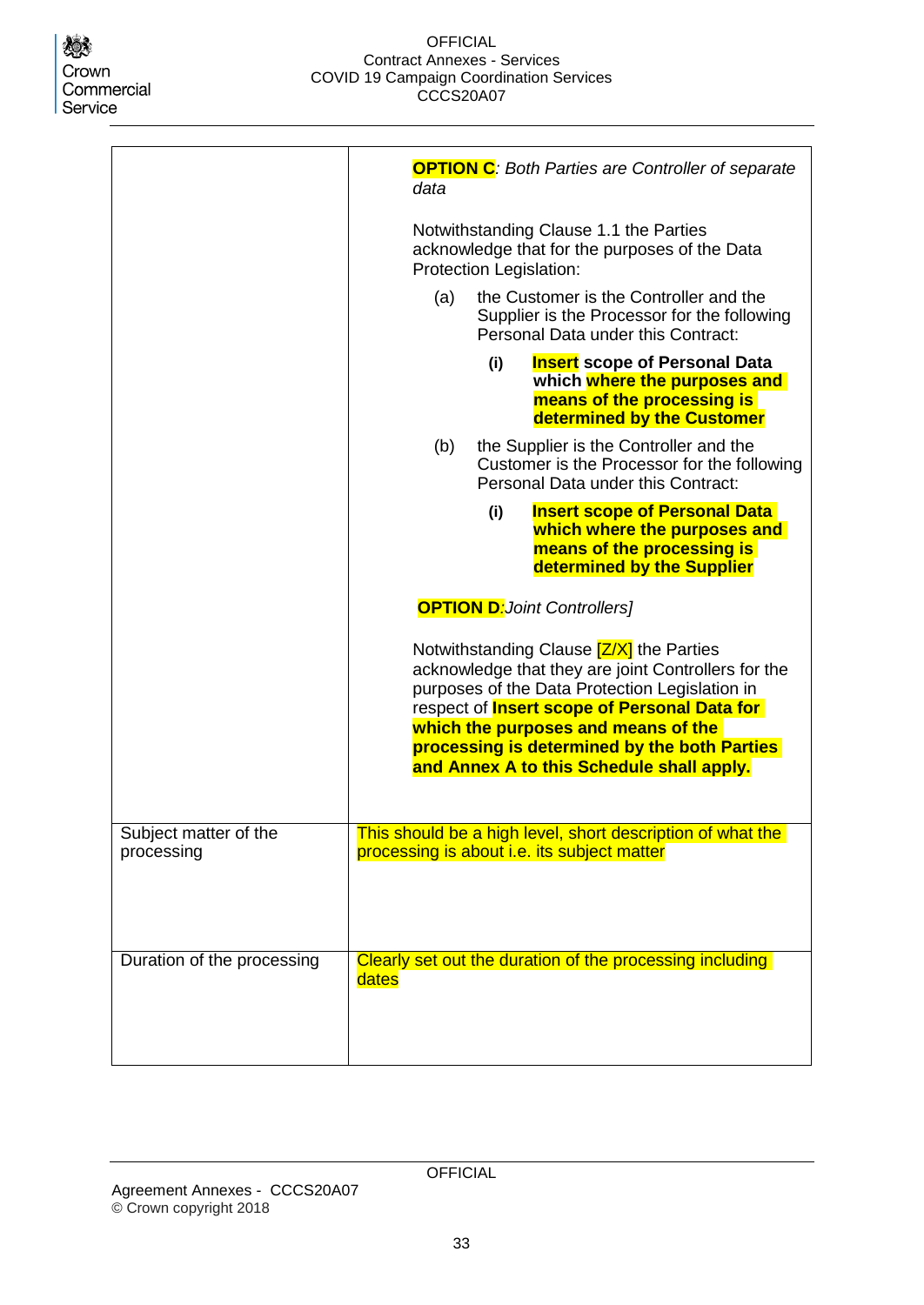| | |
|---|---|
| | **OPTION C**: *Both Parties are Controller of separate data*<br><br>Notwithstanding Clause 1.1 the Parties acknowledge that for the purposes of the Data Protection Legislation:<br><br>(a) the Customer is the Controller and the Supplier is the Processor for the following Personal Data under this Contract:<br><br>**(i) Insert scope of Personal Data which where the purposes and means of the processing is determined by the Customer**<br><br>(b) the Supplier is the Controller and the Customer is the Processor for the following Personal Data under this Contract:<br><br>**(i) Insert scope of Personal Data which where the purposes and means of the processing is determined by the Supplier**<br><br>**OPTION D**:*Joint Controllers]*<br><br>Notwithstanding Clause [Z/X] the Parties acknowledge that they are joint Controllers for the purposes of the Data Protection Legislation in respect of **Insert scope of Personal Data for which the purposes and means of the processing is determined by the both Parties and Annex A to this Schedule shall apply.** |
| Subject matter of the processing | This should be a high level, short description of what the processing is about i.e. its subject matter |
| Duration of the processing | Clearly set out the duration of the processing including dates |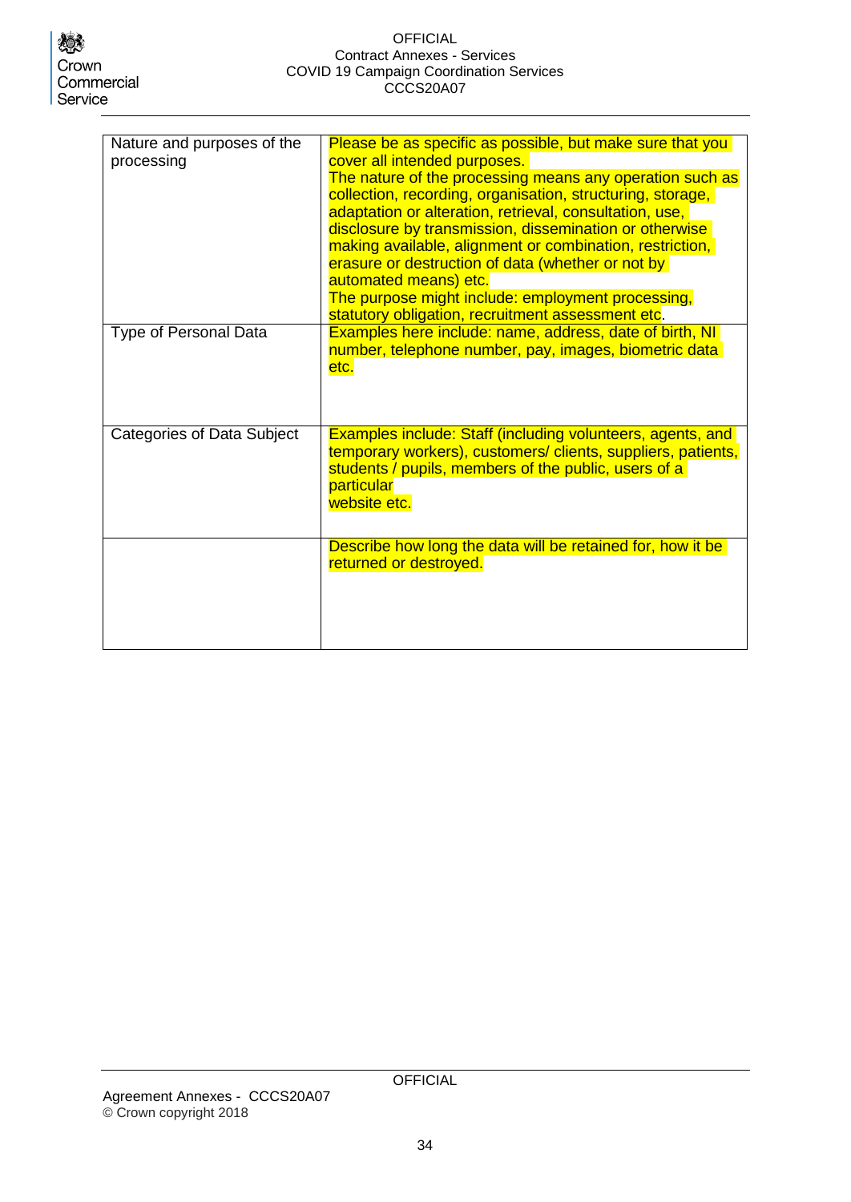| Nature and purposes of the processing | Please be as specific as possible, but make sure that you cover all intended purposes. The nature of the processing means any operation such as collection, recording, organisation, structuring, storage, adaptation or alteration, retrieval, consultation, use, disclosure by transmission, dissemination or otherwise making available, alignment or combination, restriction, erasure or destruction of data (whether or not by automated means) etc. The purpose might include: employment processing, statutory obligation, recruitment assessment etc. |
|---|---|
| Type of Personal Data | Examples here include: name, address, date of birth, NI number, telephone number, pay, images, biometric data etc. |
| Categories of Data Subject | Examples include: Staff (including volunteers, agents, and temporary workers), customers/ clients, suppliers, patients, students / pupils, members of the public, users of a particular website etc. |
| | Describe how long the data will be retained for, how it be returned or destroyed. |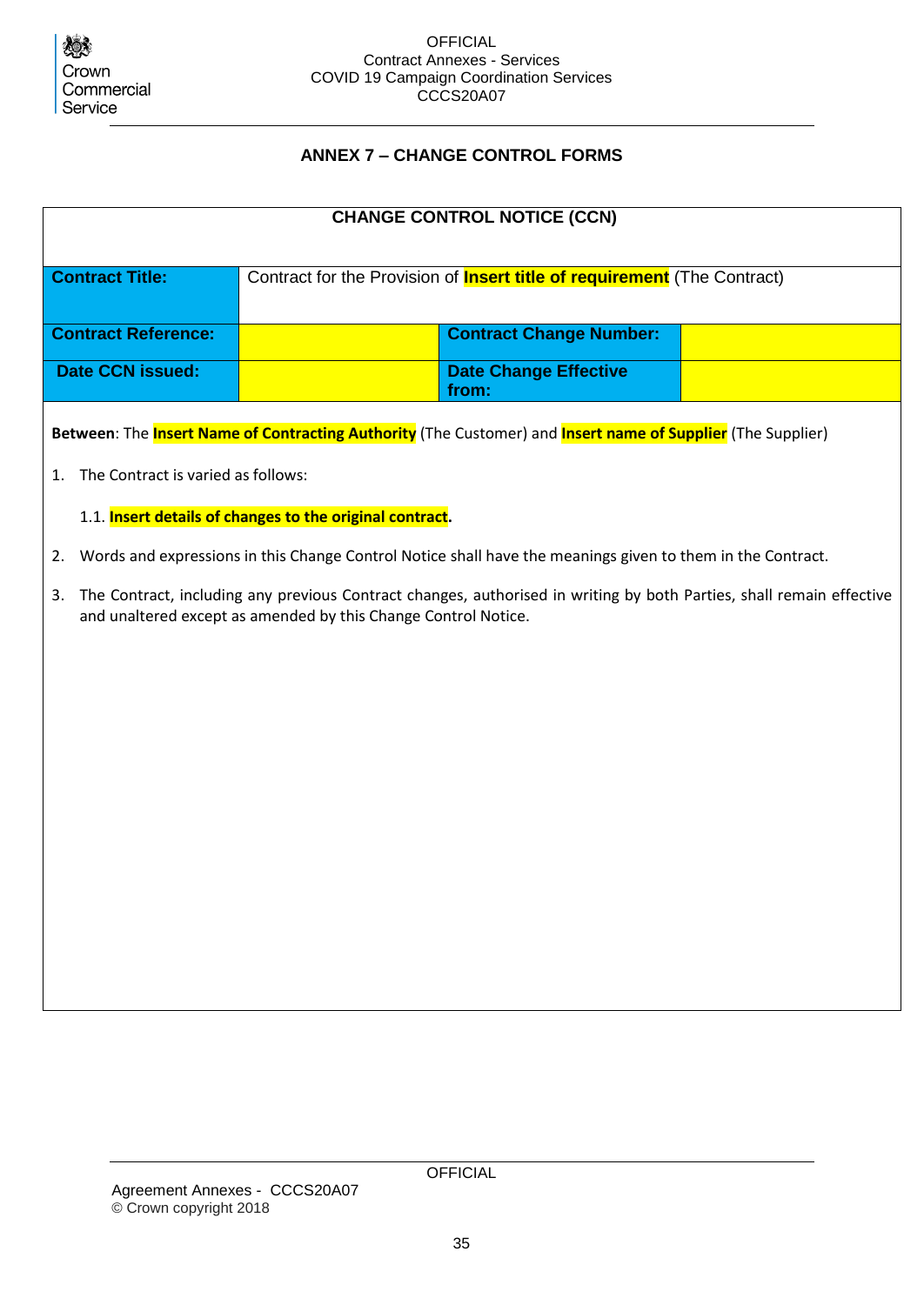## ANNEX 7 – CHANGE CONTROL FORMS

**CHANGE CONTROL NOTICE (CCN)**

| **Contract Title:** | Contract for the Provision of **Insert title of requirement** (The Contract) | | |
|---|---|---|---|
| **Contract Reference:** | | **Contract Change Number:** | |
| **Date CCN issued:** | | **Date Change Effective from:** | |

**Between**: The **Insert Name of Contracting Authority** (The Customer) and **Insert name of Supplier** (The Supplier)

1. The Contract is varied as follows:

   1.1. **Insert details of changes to the original contract.**

2. Words and expressions in this Change Control Notice shall have the meanings given to them in the Contract.

3. The Contract, including any previous Contract changes, authorised in writing by both Parties, shall remain effective and unaltered except as amended by this Change Control Notice.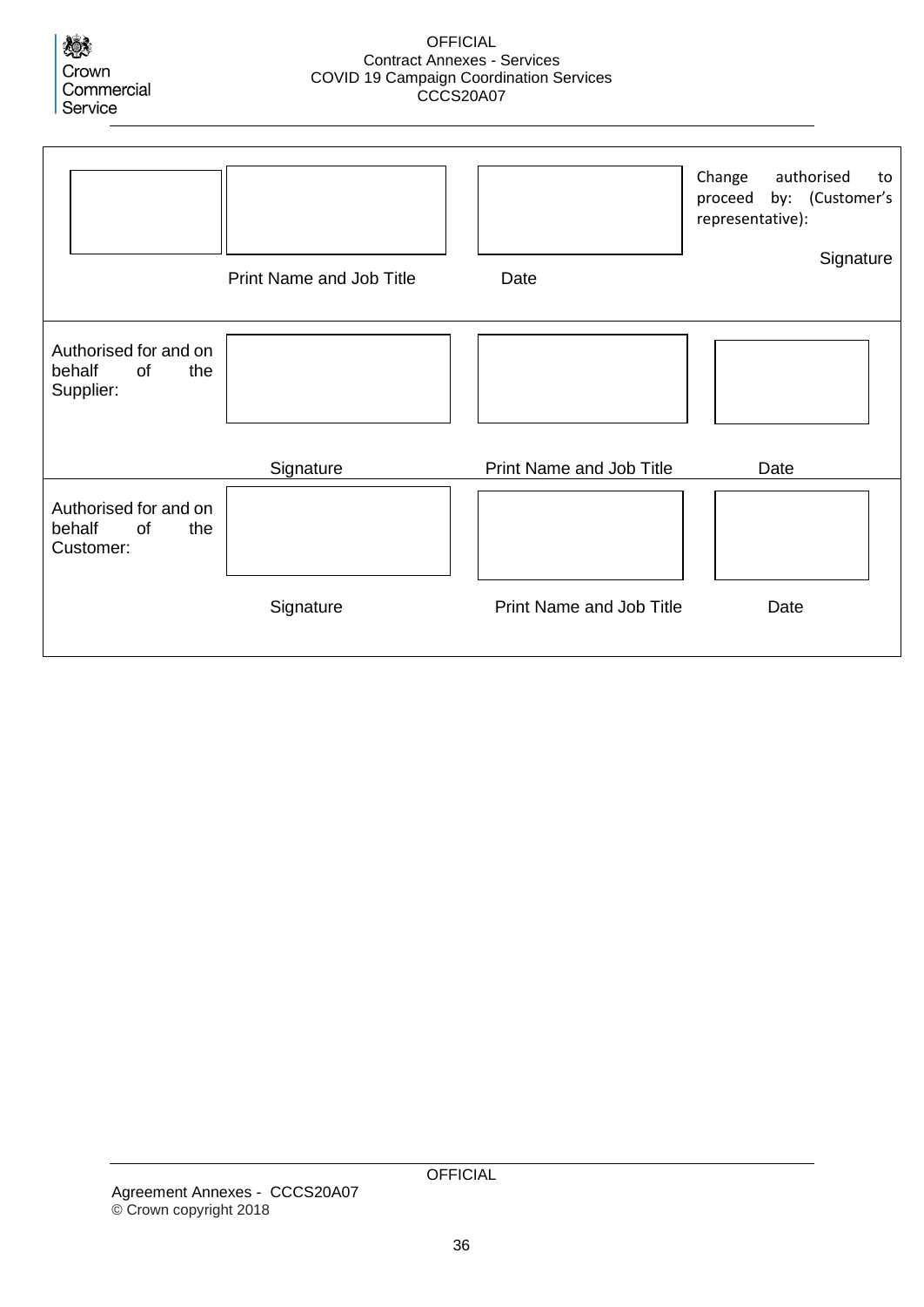| | | | |
|---|---|---|---|
| | Print Name and Job Title | Date | Change authorised to proceed by: (Customer's representative): Signature |
| Authorised for and on behalf of the Supplier: | Signature | Print Name and Job Title | Date |
| Authorised for and on behalf of the Customer: | Signature | Print Name and Job Title | Date |